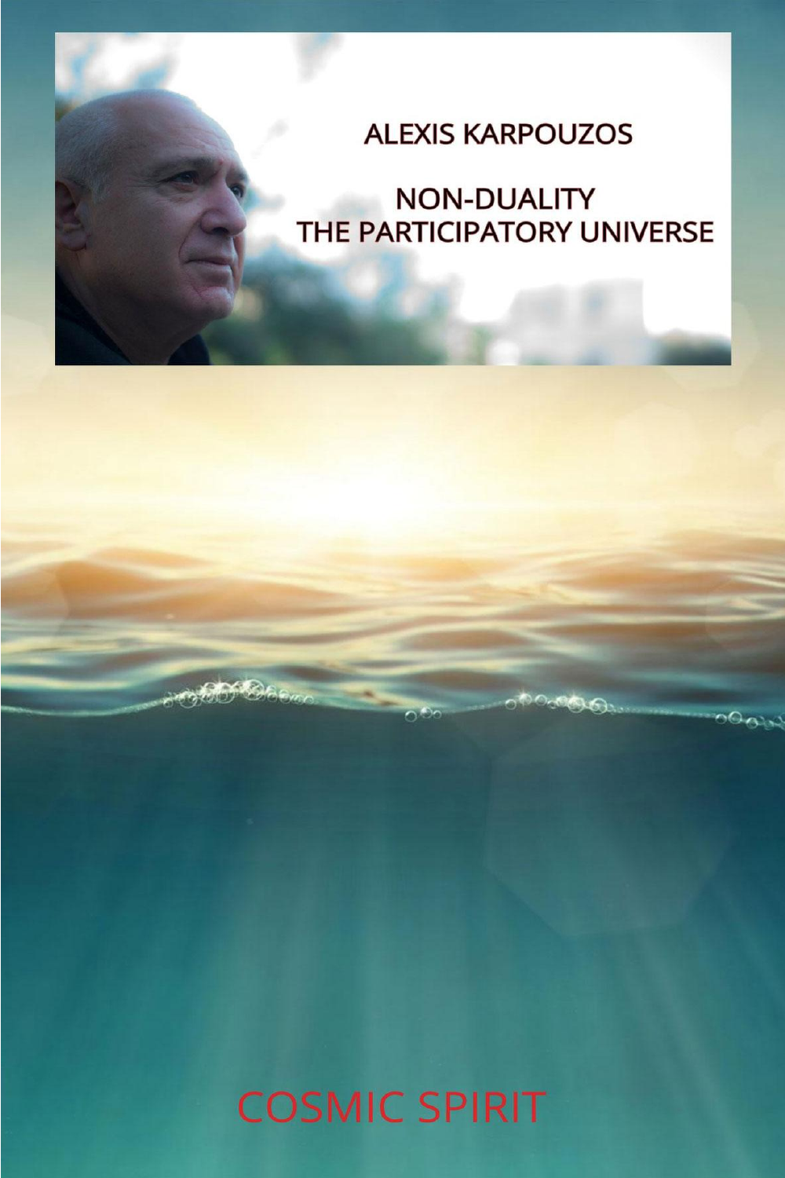# ALEXIS KARPOUZOS

# NON-DUALITY
# THE PARTICIPATORY UNIVERSE

COSMIC SPIRIT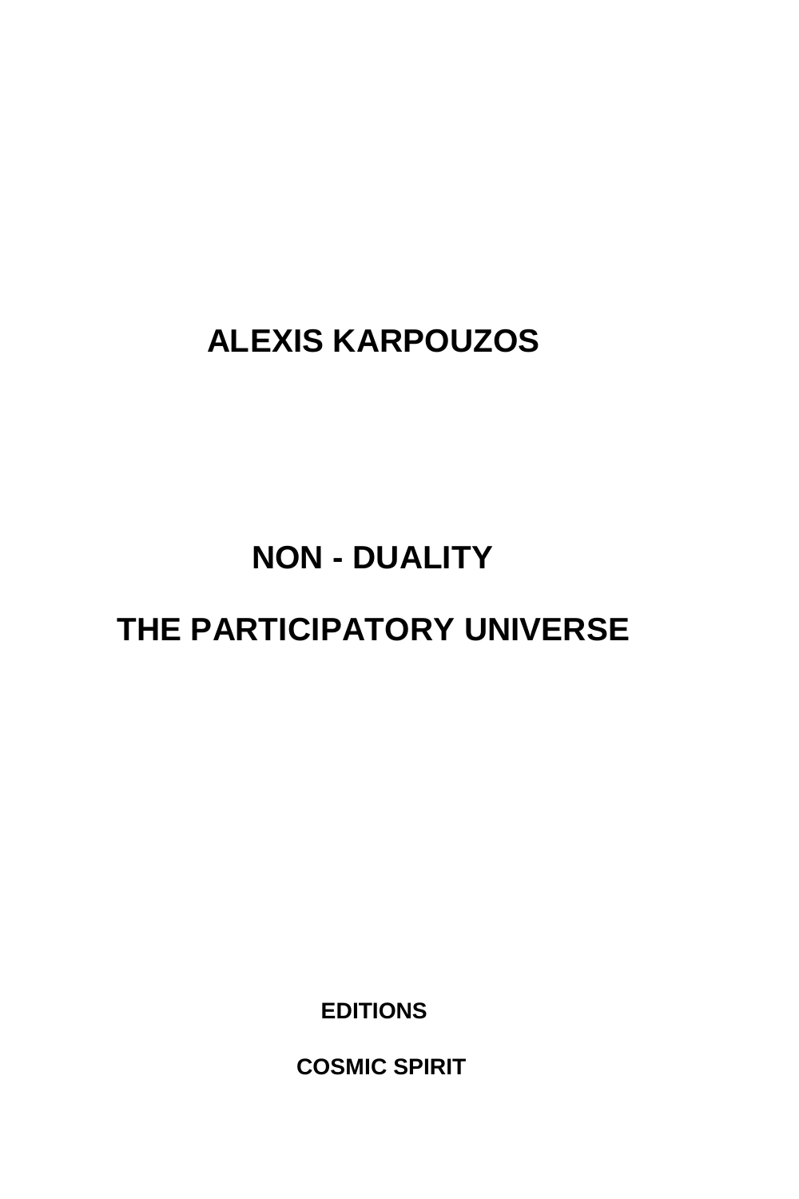**ALEXIS KARPOUZOS**

# NON - DUALITY

# THE PARTICIPATORY UNIVERSE

**EDITIONS**

**COSMIC SPIRIT**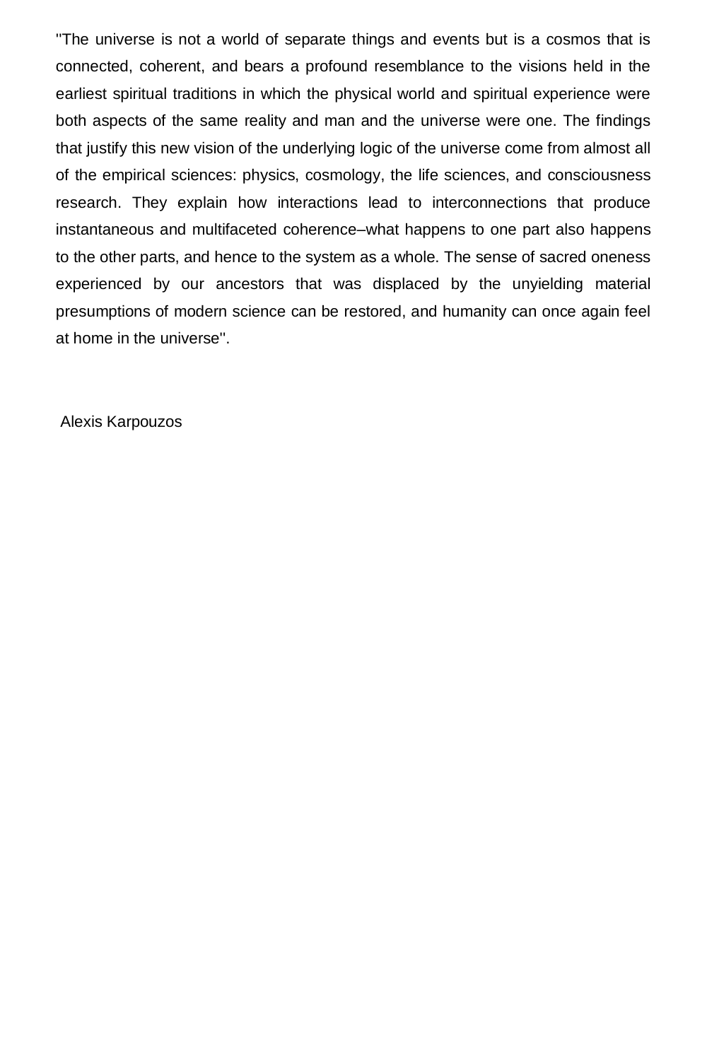''The universe is not a world of separate things and events but is a cosmos that is connected, coherent, and bears a profound resemblance to the visions held in the earliest spiritual traditions in which the physical world and spiritual experience were both aspects of the same reality and man and the universe were one. The findings that justify this new vision of the underlying logic of the universe come from almost all of the empirical sciences: physics, cosmology, the life sciences, and consciousness research. They explain how interactions lead to interconnections that produce instantaneous and multifaceted coherence–what happens to one part also happens to the other parts, and hence to the system as a whole. The sense of sacred oneness experienced by our ancestors that was displaced by the unyielding material presumptions of modern science can be restored, and humanity can once again feel at home in the universe''.

Alexis Karpouzos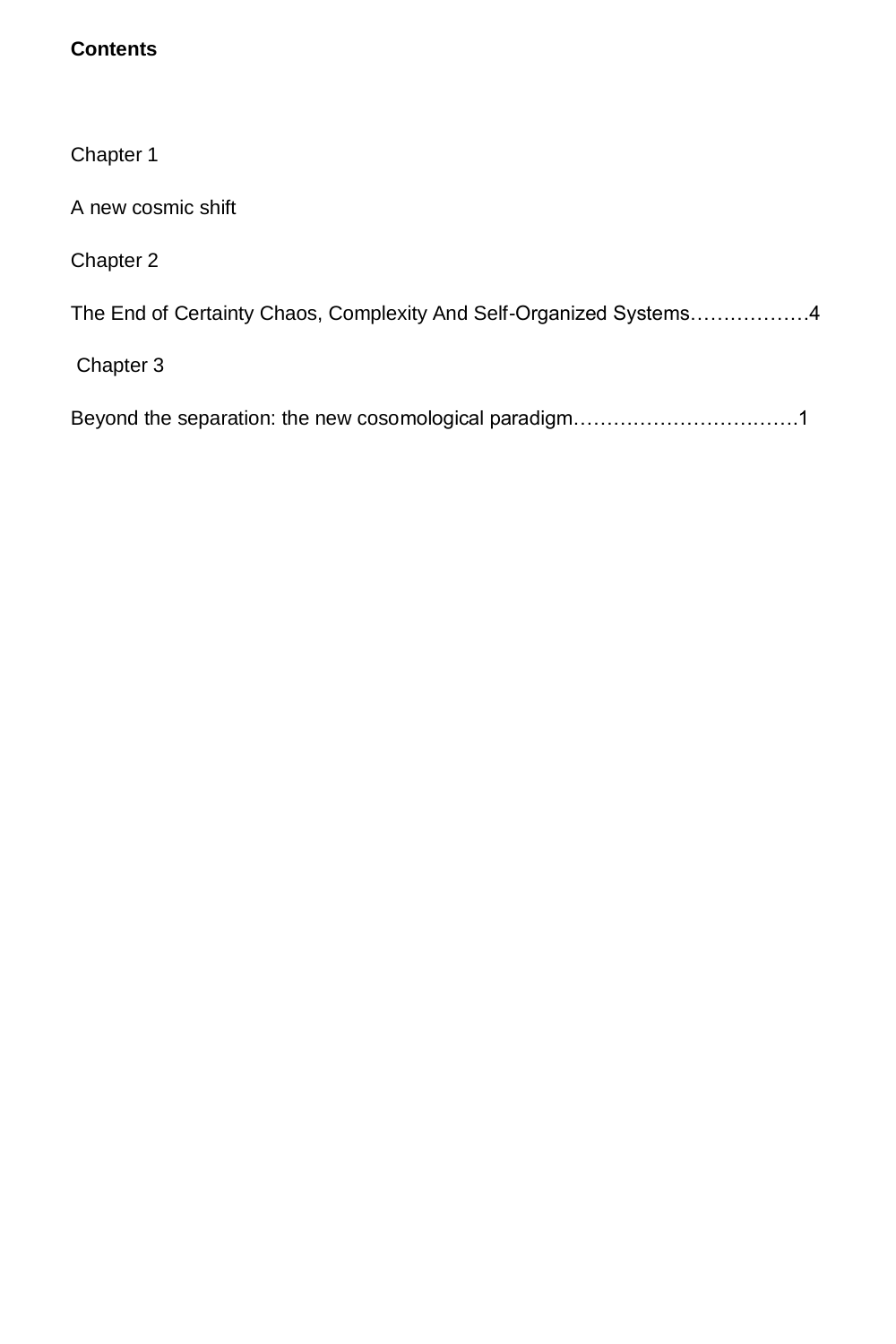**Contents**

Chapter 1

A new cosmic shift

Chapter 2

The End of Certainty Chaos, Complexity And Self-Organized Systems……………….4

Chapter 3

Beyond the separation: the new cosomological paradigm……………………….……1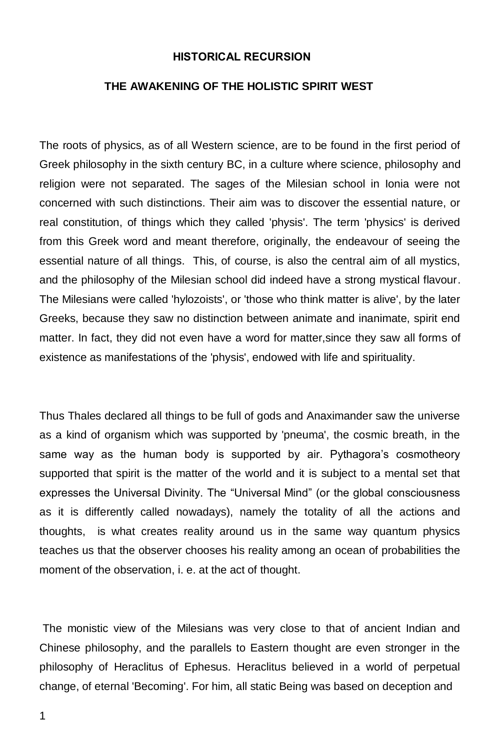## HISTORICAL RECURSION

## THE AWAKENING OF THE HOLISTIC SPIRIT WEST

The roots of physics, as of all Western science, are to be found in the first period of Greek philosophy in the sixth century BC, in a culture where science, philosophy and religion were not separated. The sages of the Milesian school in Ionia were not concerned with such distinctions. Their aim was to discover the essential nature, or real constitution, of things which they called 'physis'. The term 'physics' is derived from this Greek word and meant therefore, originally, the endeavour of seeing the essential nature of all things. This, of course, is also the central aim of all mystics, and the philosophy of the Milesian school did indeed have a strong mystical flavour. The Milesians were called 'hylozoists', or 'those who think matter is alive', by the later Greeks, because they saw no distinction between animate and inanimate, spirit end matter. In fact, they did not even have a word for matter,since they saw all forms of existence as manifestations of the 'physis', endowed with life and spirituality.

Thus Thales declared all things to be full of gods and Anaximander saw the universe as a kind of organism which was supported by 'pneuma', the cosmic breath, in the same way as the human body is supported by air. Pythagora's cosmotheory supported that spirit is the matter of the world and it is subject to a mental set that expresses the Universal Divinity. The "Universal Mind" (or the global consciousness as it is differently called nowadays), namely the totality of all the actions and thoughts, is what creates reality around us in the same way quantum physics teaches us that the observer chooses his reality among an ocean of probabilities the moment of the observation, i. e. at the act of thought.

The monistic view of the Milesians was very close to that of ancient Indian and Chinese philosophy, and the parallels to Eastern thought are even stronger in the philosophy of Heraclitus of Ephesus. Heraclitus believed in a world of perpetual change, of eternal 'Becoming'. For him, all static Being was based on deception and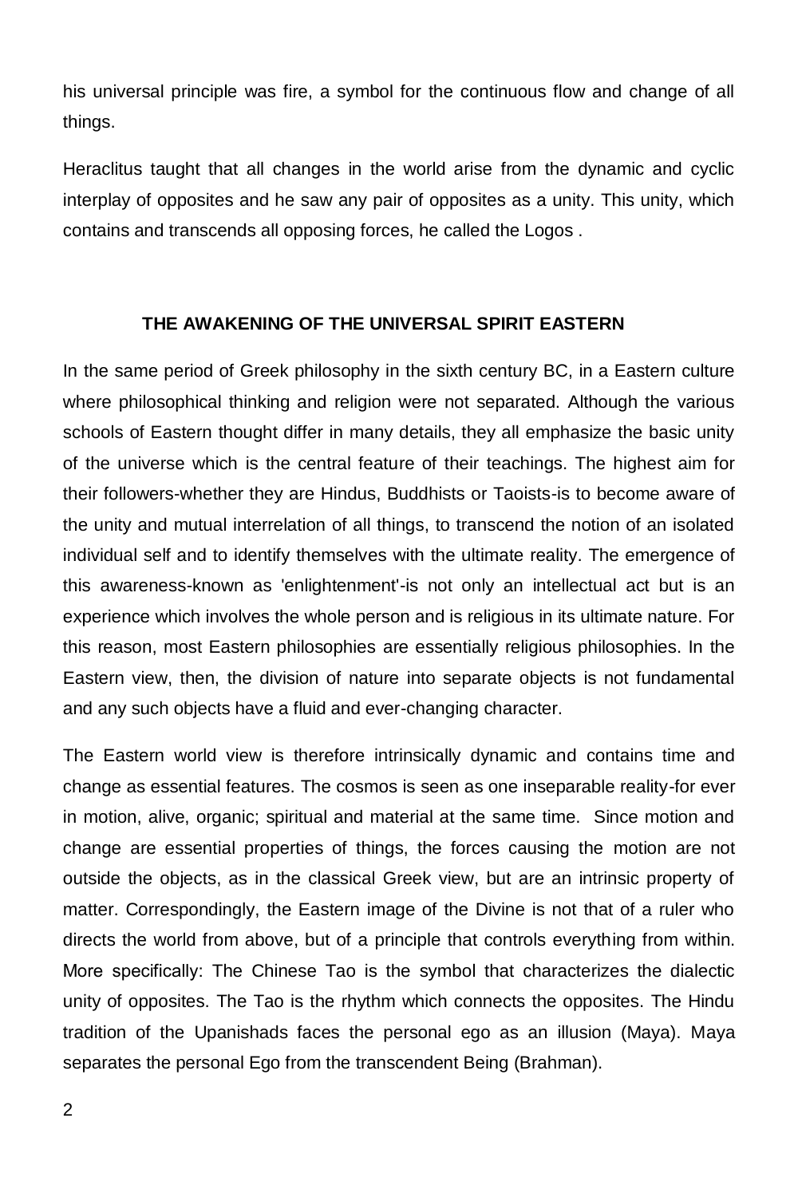his universal principle was fire, a symbol for the continuous flow and change of all things.

Heraclitus taught that all changes in the world arise from the dynamic and cyclic interplay of opposites and he saw any pair of opposites as a unity. This unity, which contains and transcends all opposing forces, he called the Logos .

### THE AWAKENING OF THE UNIVERSAL SPIRIT EASTERN

In the same period of Greek philosophy in the sixth century BC, in a Eastern culture where philosophical thinking and religion were not separated. Although the various schools of Eastern thought differ in many details, they all emphasize the basic unity of the universe which is the central feature of their teachings. The highest aim for their followers-whether they are Hindus, Buddhists or Taoists-is to become aware of the unity and mutual interrelation of all things, to transcend the notion of an isolated individual self and to identify themselves with the ultimate reality. The emergence of this awareness-known as 'enlightenment'-is not only an intellectual act but is an experience which involves the whole person and is religious in its ultimate nature. For this reason, most Eastern philosophies are essentially religious philosophies. In the Eastern view, then, the division of nature into separate objects is not fundamental and any such objects have a fluid and ever-changing character.

The Eastern world view is therefore intrinsically dynamic and contains time and change as essential features. The cosmos is seen as one inseparable reality-for ever in motion, alive, organic; spiritual and material at the same time. Since motion and change are essential properties of things, the forces causing the motion are not outside the objects, as in the classical Greek view, but are an intrinsic property of matter. Correspondingly, the Eastern image of the Divine is not that of a ruler who directs the world from above, but of a principle that controls everything from within. More specifically: The Chinese Tao is the symbol that characterizes the dialectic unity of opposites. The Tao is the rhythm which connects the opposites. The Hindu tradition of the Upanishads faces the personal ego as an illusion (Maya). Maya separates the personal Ego from the transcendent Being (Brahman).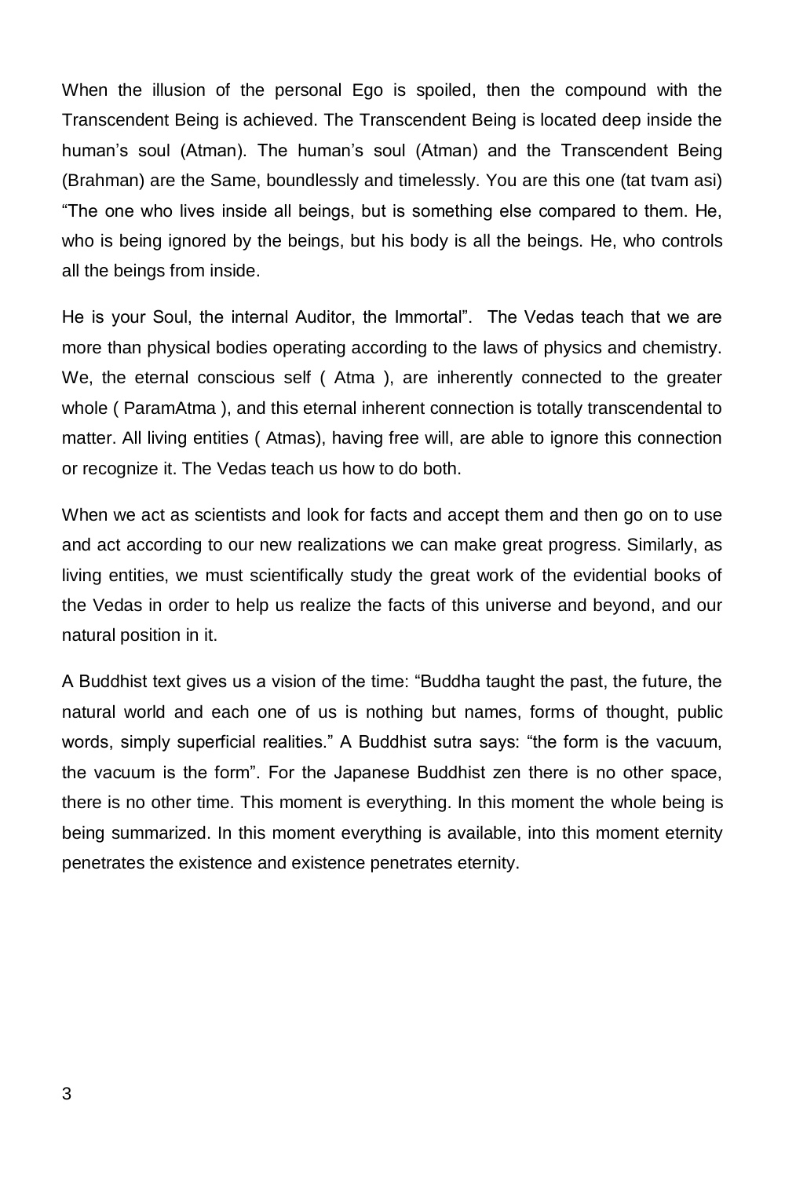When the illusion of the personal Ego is spoiled, then the compound with the Transcendent Being is achieved. The Transcendent Being is located deep inside the human's soul (Atman). The human's soul (Atman) and the Transcendent Being (Brahman) are the Same, boundlessly and timelessly. You are this one (tat tvam asi) "The one who lives inside all beings, but is something else compared to them. He, who is being ignored by the beings, but his body is all the beings. He, who controls all the beings from inside.

He is your Soul, the internal Auditor, the Immortal". The Vedas teach that we are more than physical bodies operating according to the laws of physics and chemistry. We, the eternal conscious self ( Atma ), are inherently connected to the greater whole ( ParamAtma ), and this eternal inherent connection is totally transcendental to matter. All living entities ( Atmas), having free will, are able to ignore this connection or recognize it. The Vedas teach us how to do both.

When we act as scientists and look for facts and accept them and then go on to use and act according to our new realizations we can make great progress. Similarly, as living entities, we must scientifically study the great work of the evidential books of the Vedas in order to help us realize the facts of this universe and beyond, and our natural position in it.

A Buddhist text gives us a vision of the time: "Buddha taught the past, the future, the natural world and each one of us is nothing but names, forms of thought, public words, simply superficial realities." A Buddhist sutra says: "the form is the vacuum, the vacuum is the form". For the Japanese Buddhist zen there is no other space, there is no other time. This moment is everything. In this moment the whole being is being summarized. In this moment everything is available, into this moment eternity penetrates the existence and existence penetrates eternity.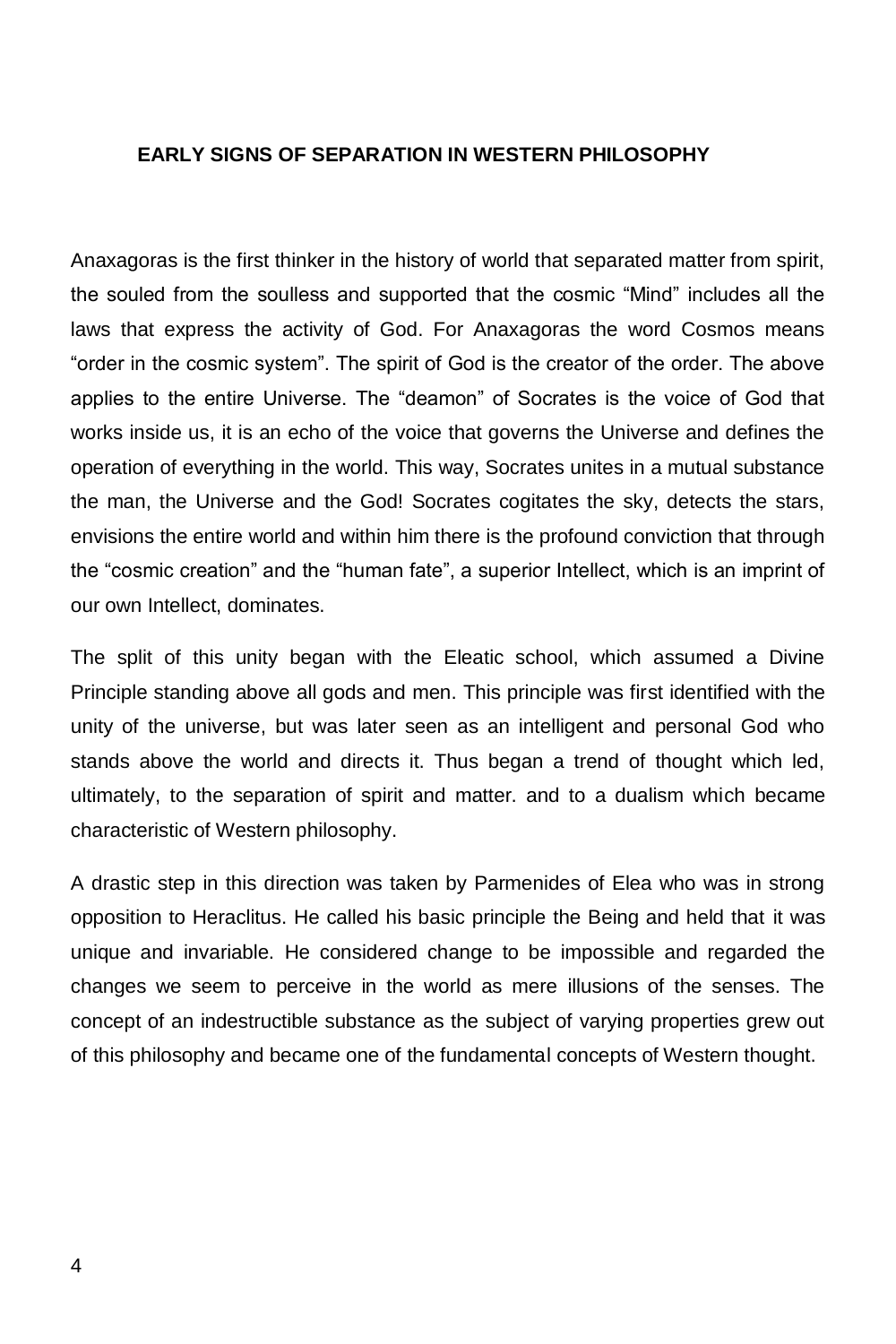# EARLY SIGNS OF SEPARATION IN WESTERN PHILOSOPHY

Anaxagoras is the first thinker in the history of world that separated matter from spirit, the souled from the soulless and supported that the cosmic "Mind" includes all the laws that express the activity of God. For Anaxagoras the word Cosmos means "order in the cosmic system". The spirit of God is the creator of the order. The above applies to the entire Universe. The "deamon" of Socrates is the voice of God that works inside us, it is an echo of the voice that governs the Universe and defines the operation of everything in the world. This way, Socrates unites in a mutual substance the man, the Universe and the God! Socrates cogitates the sky, detects the stars, envisions the entire world and within him there is the profound conviction that through the "cosmic creation" and the "human fate", a superior Intellect, which is an imprint of our own Intellect, dominates.

The split of this unity began with the Eleatic school, which assumed a Divine Principle standing above all gods and men. This principle was first identified with the unity of the universe, but was later seen as an intelligent and personal God who stands above the world and directs it. Thus began a trend of thought which led, ultimately, to the separation of spirit and matter. and to a dualism which became characteristic of Western philosophy.

A drastic step in this direction was taken by Parmenides of Elea who was in strong opposition to Heraclitus. He called his basic principle the Being and held that it was unique and invariable. He considered change to be impossible and regarded the changes we seem to perceive in the world as mere illusions of the senses. The concept of an indestructible substance as the subject of varying properties grew out of this philosophy and became one of the fundamental concepts of Western thought.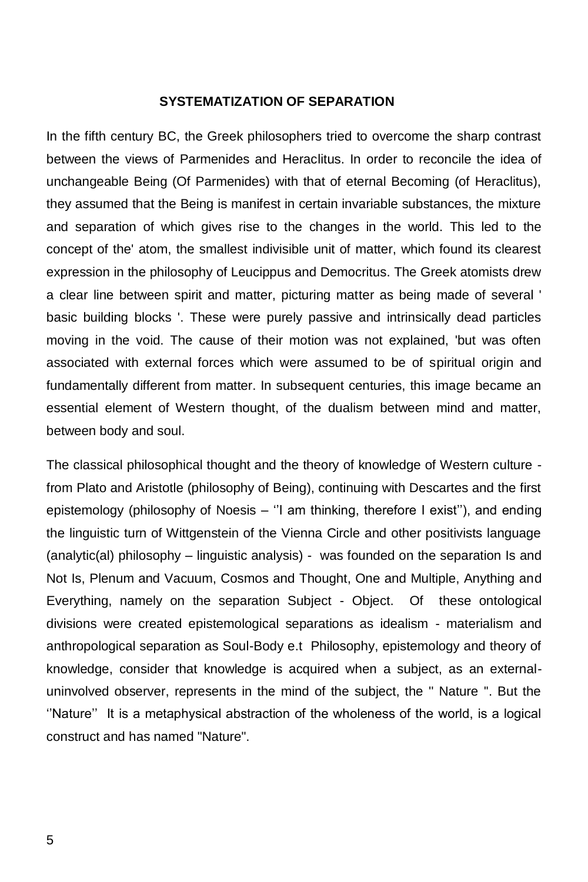## SYSTEMATIZATION OF SEPARATION

In the fifth century BC, the Greek philosophers tried to overcome the sharp contrast between the views of Parmenides and Heraclitus. In order to reconcile the idea of unchangeable Being (Of Parmenides) with that of eternal Becoming (of Heraclitus), they assumed that the Being is manifest in certain invariable substances, the mixture and separation of which gives rise to the changes in the world. This led to the concept of the' atom, the smallest indivisible unit of matter, which found its clearest expression in the philosophy of Leucippus and Democritus. The Greek atomists drew a clear line between spirit and matter, picturing matter as being made of several ' basic building blocks '. These were purely passive and intrinsically dead particles moving in the void. The cause of their motion was not explained, 'but was often associated with external forces which were assumed to be of spiritual origin and fundamentally different from matter. In subsequent centuries, this image became an essential element of Western thought, of the dualism between mind and matter, between body and soul.

The classical philosophical thought and the theory of knowledge of Western culture - from Plato and Aristotle (philosophy of Being), continuing with Descartes and the first epistemology (philosophy of Noesis – ''I am thinking, therefore I exist''), and ending the linguistic turn of Wittgenstein of the Vienna Circle and other positivists language (analytic(al) philosophy – linguistic analysis) - was founded on the separation Is and Not Is, Plenum and Vacuum, Cosmos and Thought, One and Multiple, Anything and Everything, namely on the separation Subject - Object. Of these ontological divisions were created epistemological separations as idealism - materialism and anthropological separation as Soul-Body e.t Philosophy, epistemology and theory of knowledge, consider that knowledge is acquired when a subject, as an external-uninvolved observer, represents in the mind of the subject, the " Nature ". But the ''Nature'' It is a metaphysical abstraction of the wholeness of the world, is a logical construct and has named "Nature".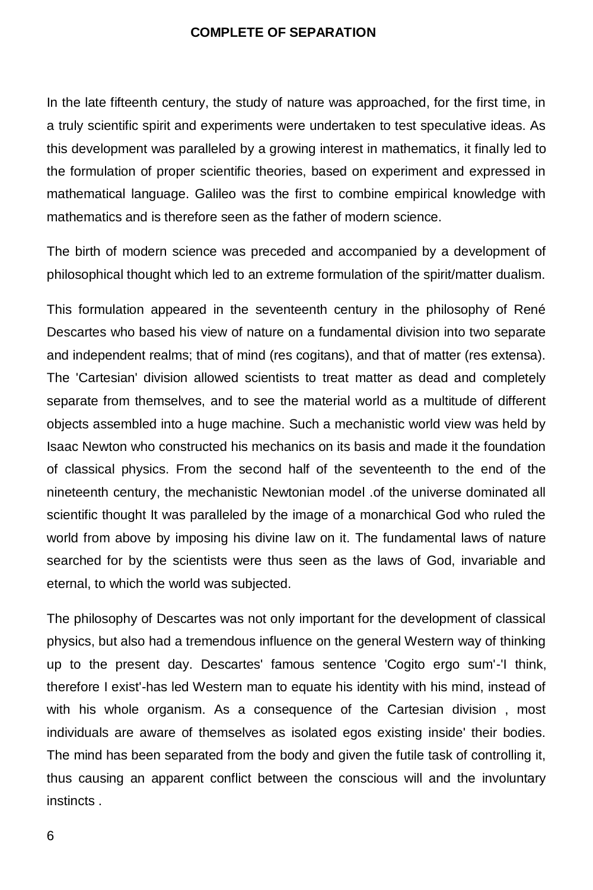## COMPLETE OF SEPARATION

In the late fifteenth century, the study of nature was approached, for the first time, in a truly scientific spirit and experiments were undertaken to test speculative ideas. As this development was paralleled by a growing interest in mathematics, it finally led to the formulation of proper scientific theories, based on experiment and expressed in mathematical language. Galileo was the first to combine empirical knowledge with mathematics and is therefore seen as the father of modern science.

The birth of modern science was preceded and accompanied by a development of philosophical thought which led to an extreme formulation of the spirit/matter dualism.

This formulation appeared in the seventeenth century in the philosophy of René Descartes who based his view of nature on a fundamental division into two separate and independent realms; that of mind (res cogitans), and that of matter (res extensa). The 'Cartesian' division allowed scientists to treat matter as dead and completely separate from themselves, and to see the material world as a multitude of different objects assembled into a huge machine. Such a mechanistic world view was held by Isaac Newton who constructed his mechanics on its basis and made it the foundation of classical physics. From the second half of the seventeenth to the end of the nineteenth century, the mechanistic Newtonian model .of the universe dominated all scientific thought It was paralleled by the image of a monarchical God who ruled the world from above by imposing his divine law on it. The fundamental laws of nature searched for by the scientists were thus seen as the laws of God, invariable and eternal, to which the world was subjected.

The philosophy of Descartes was not only important for the development of classical physics, but also had a tremendous influence on the general Western way of thinking up to the present day. Descartes' famous sentence 'Cogito ergo sum'-'I think, therefore I exist'-has led Western man to equate his identity with his mind, instead of with his whole organism. As a consequence of the Cartesian division , most individuals are aware of themselves as isolated egos existing inside' their bodies. The mind has been separated from the body and given the futile task of controlling it, thus causing an apparent conflict between the conscious will and the involuntary instincts .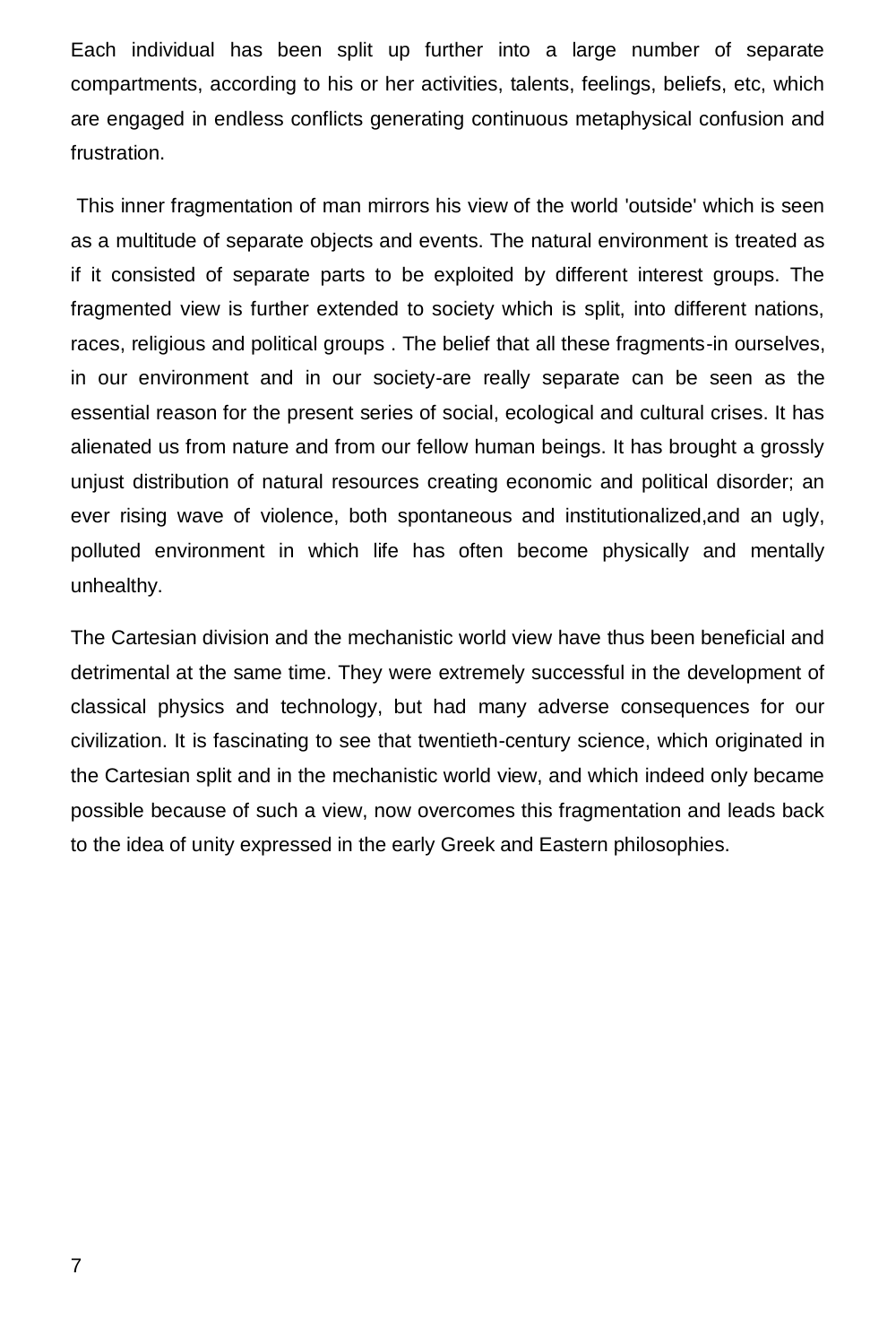Each individual has been split up further into a large number of separate compartments, according to his or her activities, talents, feelings, beliefs, etc, which are engaged in endless conflicts generating continuous metaphysical confusion and frustration.

This inner fragmentation of man mirrors his view of the world 'outside' which is seen as a multitude of separate objects and events. The natural environment is treated as if it consisted of separate parts to be exploited by different interest groups. The fragmented view is further extended to society which is split, into different nations, races, religious and political groups . The belief that all these fragments-in ourselves, in our environment and in our society-are really separate can be seen as the essential reason for the present series of social, ecological and cultural crises. It has alienated us from nature and from our fellow human beings. It has brought a grossly unjust distribution of natural resources creating economic and political disorder; an ever rising wave of violence, both spontaneous and institutionalized,and an ugly, polluted environment in which life has often become physically and mentally unhealthy.

The Cartesian division and the mechanistic world view have thus been beneficial and detrimental at the same time. They were extremely successful in the development of classical physics and technology, but had many adverse consequences for our civilization. It is fascinating to see that twentieth-century science, which originated in the Cartesian split and in the mechanistic world view, and which indeed only became possible because of such a view, now overcomes this fragmentation and leads back to the idea of unity expressed in the early Greek and Eastern philosophies.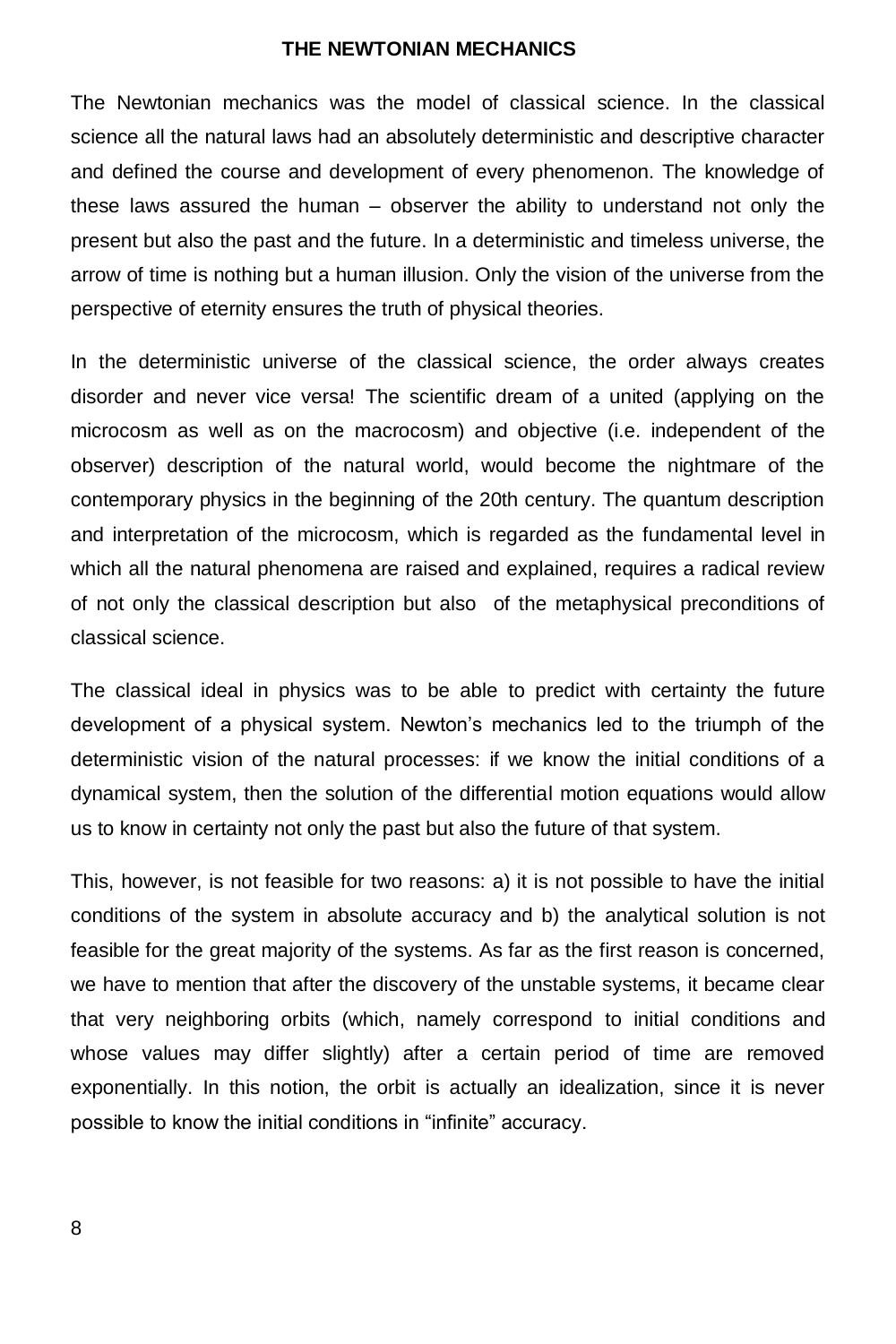# THE NEWTONIAN MECHANICS

The Newtonian mechanics was the model of classical science. In the classical science all the natural laws had an absolutely deterministic and descriptive character and defined the course and development of every phenomenon. The knowledge of these laws assured the human – observer the ability to understand not only the present but also the past and the future. In a deterministic and timeless universe, the arrow of time is nothing but a human illusion. Only the vision of the universe from the perspective of eternity ensures the truth of physical theories.

In the deterministic universe of the classical science, the order always creates disorder and never vice versa! The scientific dream of a united (applying on the microcosm as well as on the macrocosm) and objective (i.e. independent of the observer) description of the natural world, would become the nightmare of the contemporary physics in the beginning of the 20th century. The quantum description and interpretation of the microcosm, which is regarded as the fundamental level in which all the natural phenomena are raised and explained, requires a radical review of not only the classical description but also of the metaphysical preconditions of classical science.

The classical ideal in physics was to be able to predict with certainty the future development of a physical system. Newton's mechanics led to the triumph of the deterministic vision of the natural processes: if we know the initial conditions of a dynamical system, then the solution of the differential motion equations would allow us to know in certainty not only the past but also the future of that system.

This, however, is not feasible for two reasons: a) it is not possible to have the initial conditions of the system in absolute accuracy and b) the analytical solution is not feasible for the great majority of the systems. As far as the first reason is concerned, we have to mention that after the discovery of the unstable systems, it became clear that very neighboring orbits (which, namely correspond to initial conditions and whose values may differ slightly) after a certain period of time are removed exponentially. In this notion, the orbit is actually an idealization, since it is never possible to know the initial conditions in "infinite" accuracy.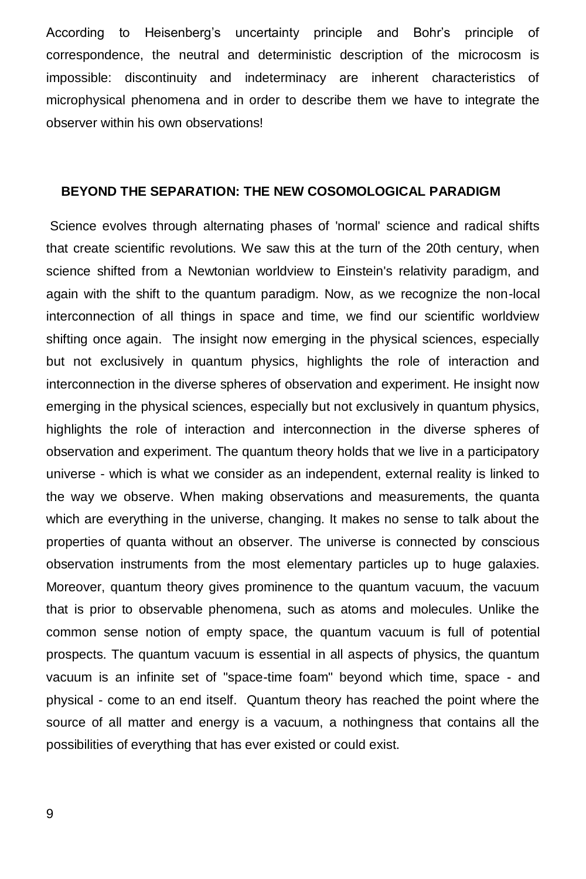According to Heisenberg's uncertainty principle and Bohr's principle of correspondence, the neutral and deterministic description of the microcosm is impossible: discontinuity and indeterminacy are inherent characteristics of microphysical phenomena and in order to describe them we have to integrate the observer within his own observations!

## BEYOND THE SEPARATION: THE NEW COSOMOLOGICAL PARADIGM

Science evolves through alternating phases of 'normal' science and radical shifts that create scientific revolutions. We saw this at the turn of the 20th century, when science shifted from a Newtonian worldview to Einstein's relativity paradigm, and again with the shift to the quantum paradigm. Now, as we recognize the non-local interconnection of all things in space and time, we find our scientific worldview shifting once again. The insight now emerging in the physical sciences, especially but not exclusively in quantum physics, highlights the role of interaction and interconnection in the diverse spheres of observation and experiment. He insight now emerging in the physical sciences, especially but not exclusively in quantum physics, highlights the role of interaction and interconnection in the diverse spheres of observation and experiment. The quantum theory holds that we live in a participatory universe - which is what we consider as an independent, external reality is linked to the way we observe. When making observations and measurements, the quanta which are everything in the universe, changing. It makes no sense to talk about the properties of quanta without an observer. The universe is connected by conscious observation instruments from the most elementary particles up to huge galaxies. Moreover, quantum theory gives prominence to the quantum vacuum, the vacuum that is prior to observable phenomena, such as atoms and molecules. Unlike the common sense notion of empty space, the quantum vacuum is full of potential prospects. The quantum vacuum is essential in all aspects of physics, the quantum vacuum is an infinite set of "space-time foam" beyond which time, space - and physical - come to an end itself. Quantum theory has reached the point where the source of all matter and energy is a vacuum, a nothingness that contains all the possibilities of everything that has ever existed or could exist.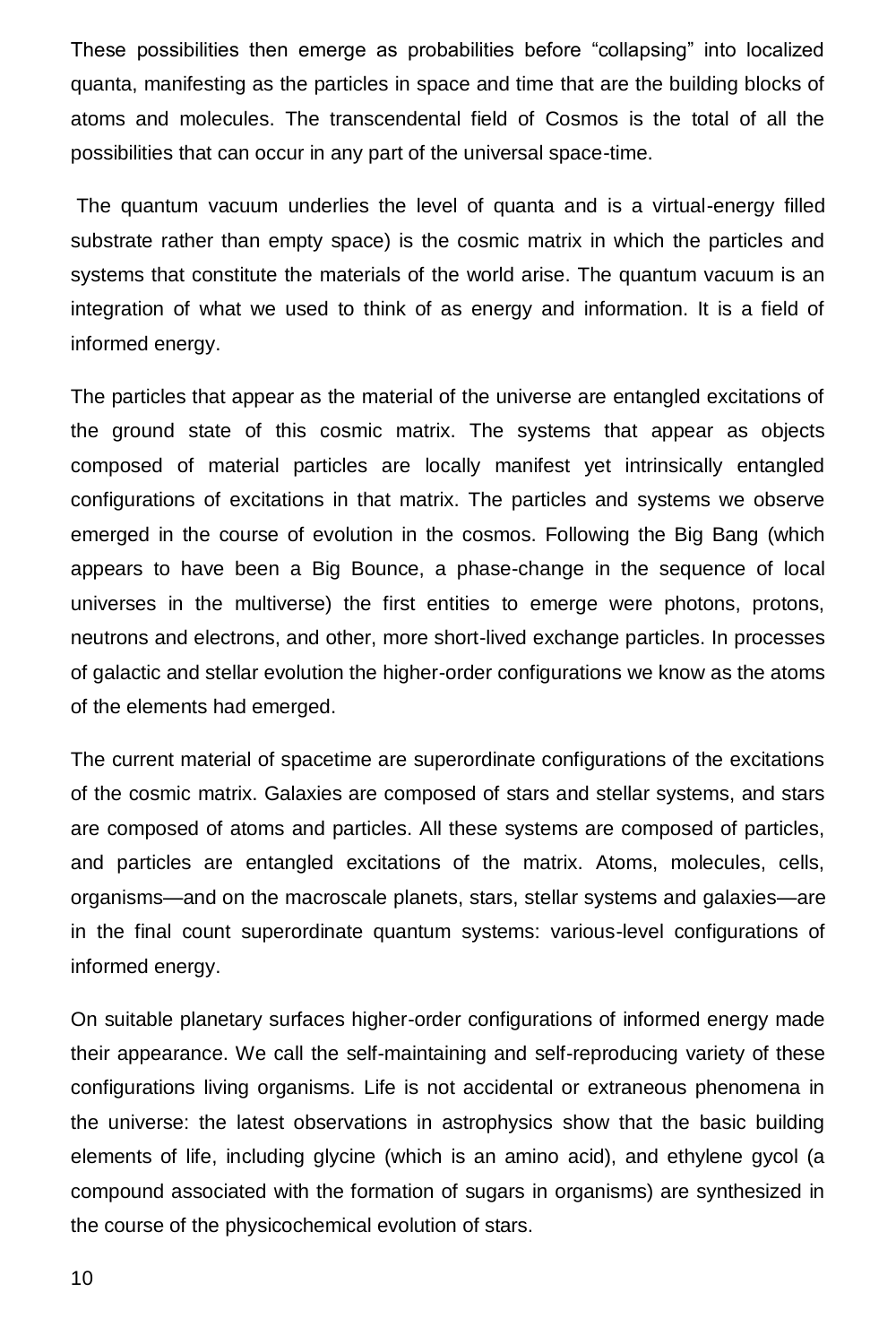These possibilities then emerge as probabilities before "collapsing" into localized quanta, manifesting as the particles in space and time that are the building blocks of atoms and molecules. The transcendental field of Cosmos is the total of all the possibilities that can occur in any part of the universal space-time.

The quantum vacuum underlies the level of quanta and is a virtual-energy filled substrate rather than empty space) is the cosmic matrix in which the particles and systems that constitute the materials of the world arise. The quantum vacuum is an integration of what we used to think of as energy and information. It is a field of informed energy.

The particles that appear as the material of the universe are entangled excitations of the ground state of this cosmic matrix. The systems that appear as objects composed of material particles are locally manifest yet intrinsically entangled configurations of excitations in that matrix. The particles and systems we observe emerged in the course of evolution in the cosmos. Following the Big Bang (which appears to have been a Big Bounce, a phase-change in the sequence of local universes in the multiverse) the first entities to emerge were photons, protons, neutrons and electrons, and other, more short-lived exchange particles. In processes of galactic and stellar evolution the higher-order configurations we know as the atoms of the elements had emerged.

The current material of spacetime are superordinate configurations of the excitations of the cosmic matrix. Galaxies are composed of stars and stellar systems, and stars are composed of atoms and particles. All these systems are composed of particles, and particles are entangled excitations of the matrix. Atoms, molecules, cells, organisms—and on the macroscale planets, stars, stellar systems and galaxies—are in the final count superordinate quantum systems: various-level configurations of informed energy.

On suitable planetary surfaces higher-order configurations of informed energy made their appearance. We call the self-maintaining and self-reproducing variety of these configurations living organisms. Life is not accidental or extraneous phenomena in the universe: the latest observations in astrophysics show that the basic building elements of life, including glycine (which is an amino acid), and ethylene gycol (a compound associated with the formation of sugars in organisms) are synthesized in the course of the physicochemical evolution of stars.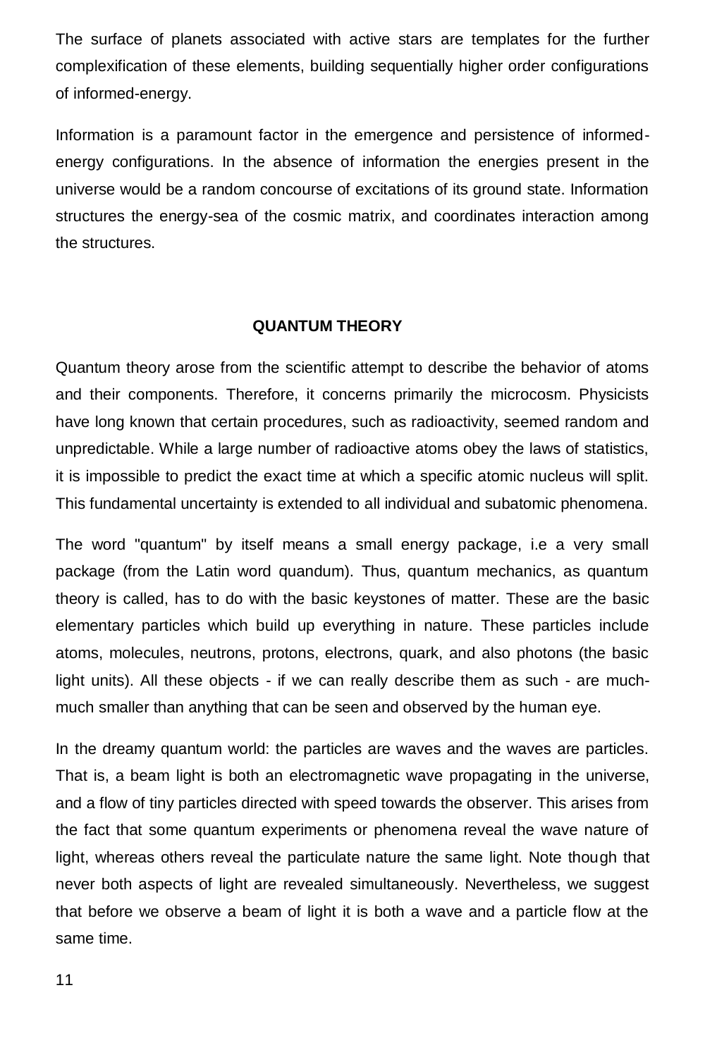The surface of planets associated with active stars are templates for the further complexification of these elements, building sequentially higher order configurations of informed-energy.

Information is a paramount factor in the emergence and persistence of informed-energy configurations. In the absence of information the energies present in the universe would be a random concourse of excitations of its ground state. Information structures the energy-sea of the cosmic matrix, and coordinates interaction among the structures.

## QUANTUM THEORY

Quantum theory arose from the scientific attempt to describe the behavior of atoms and their components. Therefore, it concerns primarily the microcosm. Physicists have long known that certain procedures, such as radioactivity, seemed random and unpredictable. While a large number of radioactive atoms obey the laws of statistics, it is impossible to predict the exact time at which a specific atomic nucleus will split. This fundamental uncertainty is extended to all individual and subatomic phenomena.

The word "quantum" by itself means a small energy package, i.e a very small package (from the Latin word quandum). Thus, quantum mechanics, as quantum theory is called, has to do with the basic keystones of matter. These are the basic elementary particles which build up everything in nature. These particles include atoms, molecules, neutrons, protons, electrons, quark, and also photons (the basic light units). All these objects - if we can really describe them as such - are much-much smaller than anything that can be seen and observed by the human eye.

In the dreamy quantum world: the particles are waves and the waves are particles. That is, a beam light is both an electromagnetic wave propagating in the universe, and a flow of tiny particles directed with speed towards the observer. This arises from the fact that some quantum experiments or phenomena reveal the wave nature of light, whereas others reveal the particulate nature the same light. Note though that never both aspects of light are revealed simultaneously. Nevertheless, we suggest that before we observe a beam of light it is both a wave and a particle flow at the same time.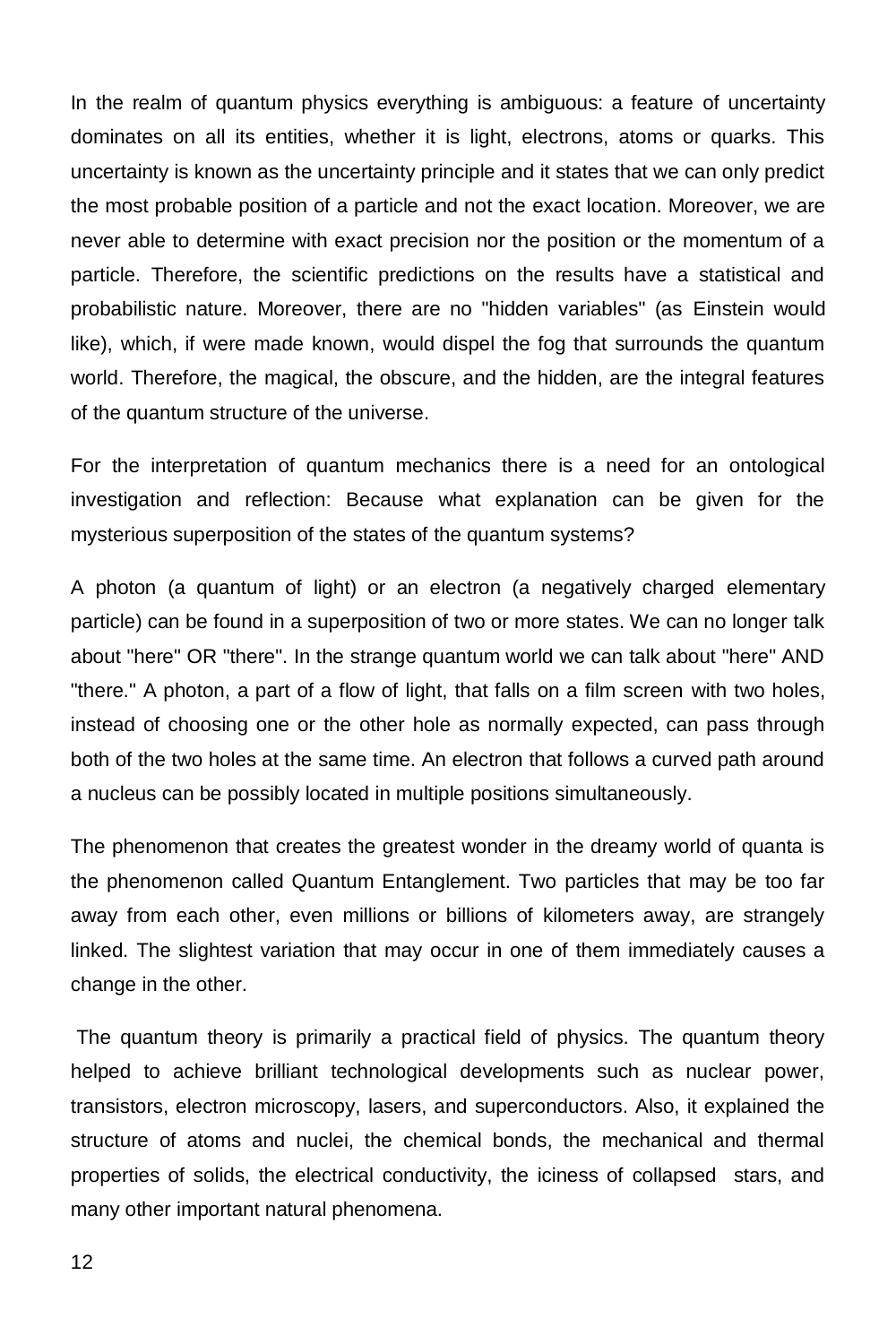In the realm of quantum physics everything is ambiguous: a feature of uncertainty dominates on all its entities, whether it is light, electrons, atoms or quarks. This uncertainty is known as the uncertainty principle and it states that we can only predict the most probable position of a particle and not the exact location. Moreover, we are never able to determine with exact precision nor the position or the momentum of a particle. Therefore, the scientific predictions on the results have a statistical and probabilistic nature. Moreover, there are no "hidden variables" (as Einstein would like), which, if were made known, would dispel the fog that surrounds the quantum world. Therefore, the magical, the obscure, and the hidden, are the integral features of the quantum structure of the universe.

For the interpretation of quantum mechanics there is a need for an ontological investigation and reflection: Because what explanation can be given for the mysterious superposition of the states of the quantum systems?

A photon (a quantum of light) or an electron (a negatively charged elementary particle) can be found in a superposition of two or more states. We can no longer talk about "here" OR "there". In the strange quantum world we can talk about "here" AND "there." A photon, a part of a flow of light, that falls on a film screen with two holes, instead of choosing one or the other hole as normally expected, can pass through both of the two holes at the same time. An electron that follows a curved path around a nucleus can be possibly located in multiple positions simultaneously.

The phenomenon that creates the greatest wonder in the dreamy world of quanta is the phenomenon called Quantum Entanglement. Two particles that may be too far away from each other, even millions or billions of kilometers away, are strangely linked. The slightest variation that may occur in one of them immediately causes a change in the other.

The quantum theory is primarily a practical field of physics. The quantum theory helped to achieve brilliant technological developments such as nuclear power, transistors, electron microscopy, lasers, and superconductors. Also, it explained the structure of atoms and nuclei, the chemical bonds, the mechanical and thermal properties of solids, the electrical conductivity, the iciness of collapsed stars, and many other important natural phenomena.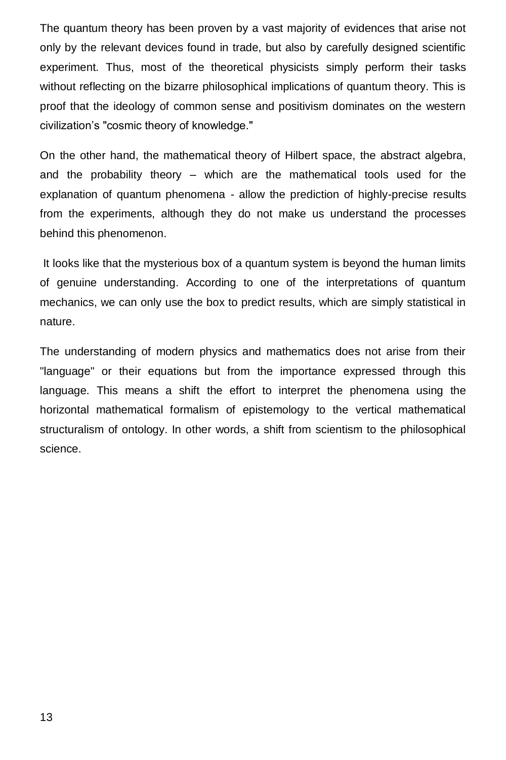The quantum theory has been proven by a vast majority of evidences that arise not only by the relevant devices found in trade, but also by carefully designed scientific experiment. Thus, most of the theoretical physicists simply perform their tasks without reflecting on the bizarre philosophical implications of quantum theory. This is proof that the ideology of common sense and positivism dominates on the western civilization's "cosmic theory of knowledge."

On the other hand, the mathematical theory of Hilbert space, the abstract algebra, and the probability theory – which are the mathematical tools used for the explanation of quantum phenomena - allow the prediction of highly-precise results from the experiments, although they do not make us understand the processes behind this phenomenon.

It looks like that the mysterious box of a quantum system is beyond the human limits of genuine understanding. According to one of the interpretations of quantum mechanics, we can only use the box to predict results, which are simply statistical in nature.

The understanding of modern physics and mathematics does not arise from their "language" or their equations but from the importance expressed through this language. This means a shift the effort to interpret the phenomena using the horizontal mathematical formalism of epistemology to the vertical mathematical structuralism of ontology. In other words, a shift from scientism to the philosophical science.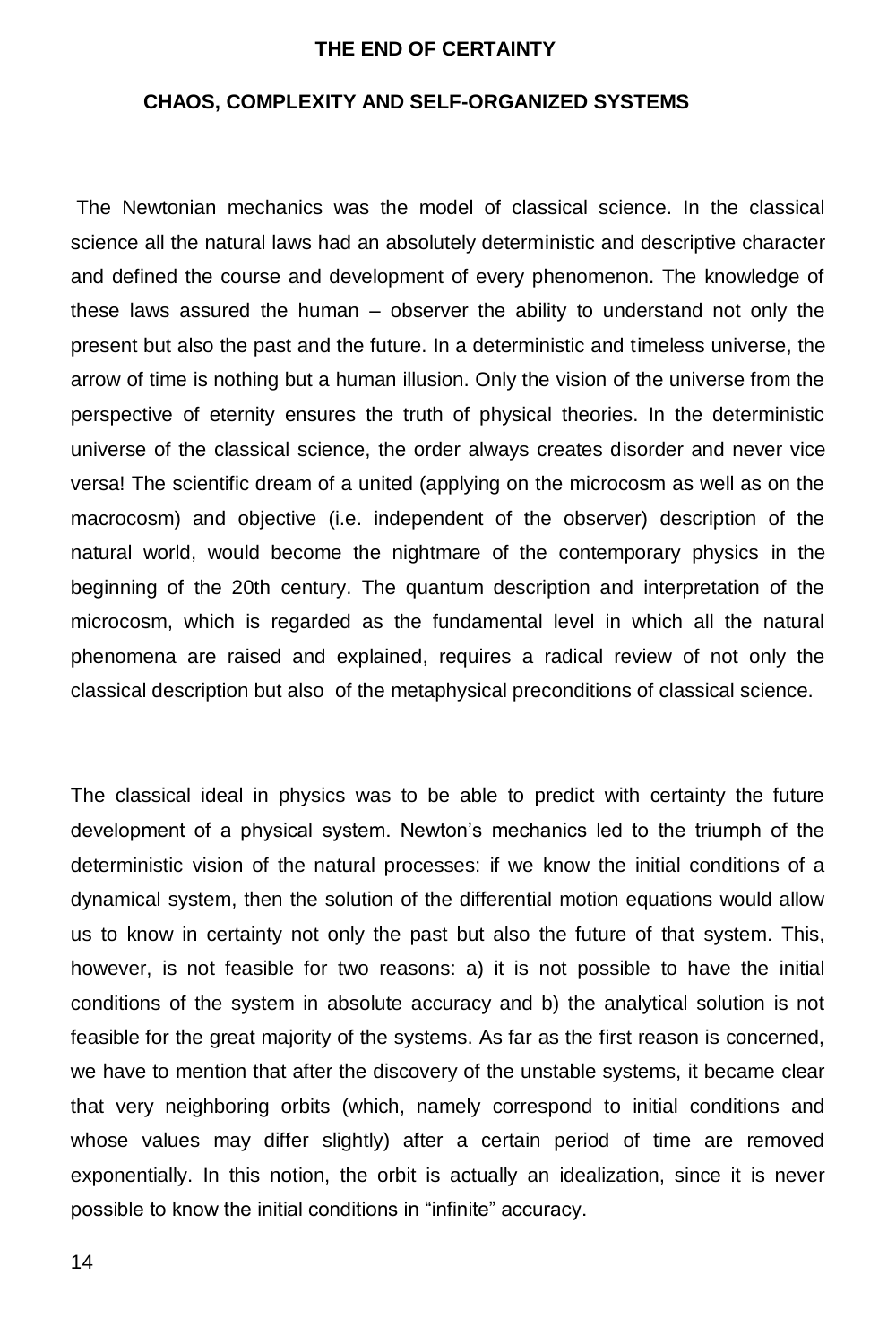# THE END OF CERTAINTY

## CHAOS, COMPLEXITY AND SELF-ORGANIZED SYSTEMS

The Newtonian mechanics was the model of classical science. In the classical science all the natural laws had an absolutely deterministic and descriptive character and defined the course and development of every phenomenon. The knowledge of these laws assured the human – observer the ability to understand not only the present but also the past and the future. In a deterministic and timeless universe, the arrow of time is nothing but a human illusion. Only the vision of the universe from the perspective of eternity ensures the truth of physical theories. In the deterministic universe of the classical science, the order always creates disorder and never vice versa! The scientific dream of a united (applying on the microcosm as well as on the macrocosm) and objective (i.e. independent of the observer) description of the natural world, would become the nightmare of the contemporary physics in the beginning of the 20th century. The quantum description and interpretation of the microcosm, which is regarded as the fundamental level in which all the natural phenomena are raised and explained, requires a radical review of not only the classical description but also of the metaphysical preconditions of classical science.

The classical ideal in physics was to be able to predict with certainty the future development of a physical system. Newton's mechanics led to the triumph of the deterministic vision of the natural processes: if we know the initial conditions of a dynamical system, then the solution of the differential motion equations would allow us to know in certainty not only the past but also the future of that system. This, however, is not feasible for two reasons: a) it is not possible to have the initial conditions of the system in absolute accuracy and b) the analytical solution is not feasible for the great majority of the systems. As far as the first reason is concerned, we have to mention that after the discovery of the unstable systems, it became clear that very neighboring orbits (which, namely correspond to initial conditions and whose values may differ slightly) after a certain period of time are removed exponentially. In this notion, the orbit is actually an idealization, since it is never possible to know the initial conditions in "infinite" accuracy.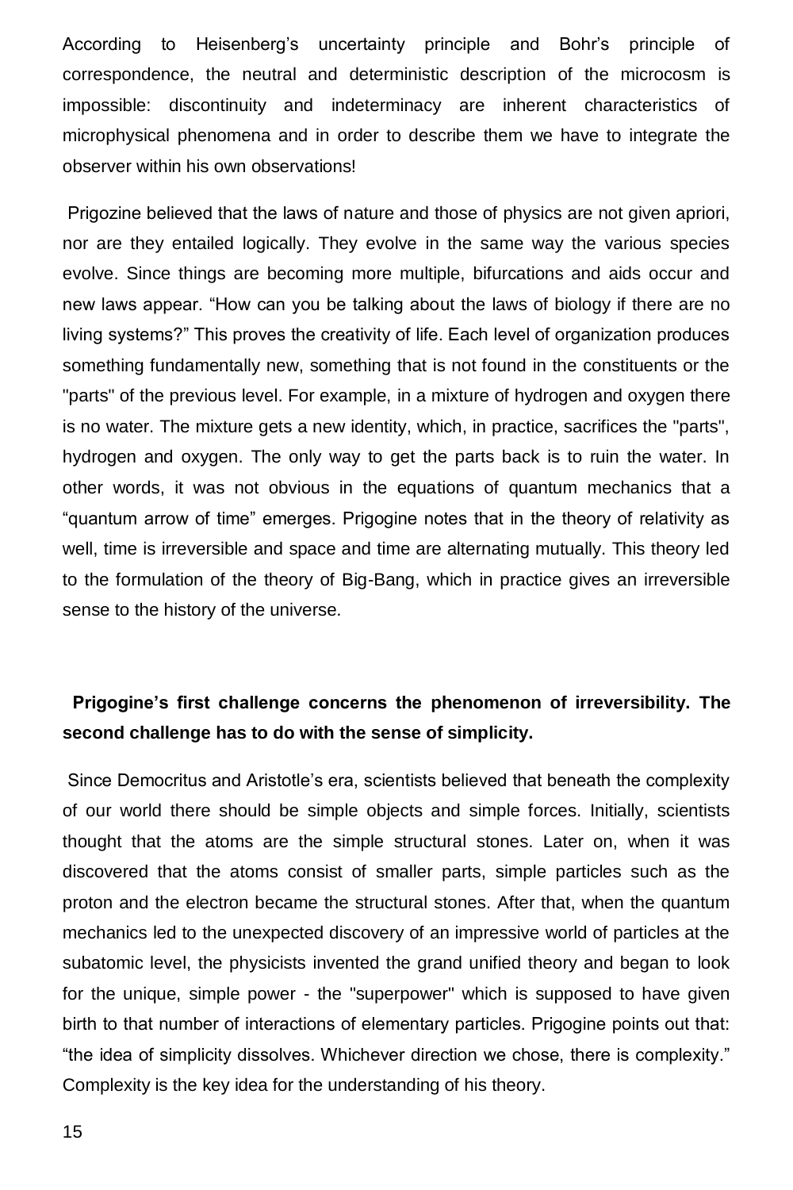According to Heisenberg's uncertainty principle and Bohr's principle of correspondence, the neutral and deterministic description of the microcosm is impossible: discontinuity and indeterminacy are inherent characteristics of microphysical phenomena and in order to describe them we have to integrate the observer within his own observations!

Prigozine believed that the laws of nature and those of physics are not given apriori, nor are they entailed logically. They evolve in the same way the various species evolve. Since things are becoming more multiple, bifurcations and aids occur and new laws appear. "How can you be talking about the laws of biology if there are no living systems?" This proves the creativity of life. Each level of organization produces something fundamentally new, something that is not found in the constituents or the "parts" of the previous level. For example, in a mixture of hydrogen and oxygen there is no water. The mixture gets a new identity, which, in practice, sacrifices the "parts", hydrogen and oxygen. The only way to get the parts back is to ruin the water. In other words, it was not obvious in the equations of quantum mechanics that a "quantum arrow of time" emerges. Prigogine notes that in the theory of relativity as well, time is irreversible and space and time are alternating mutually. This theory led to the formulation of the theory of Big-Bang, which in practice gives an irreversible sense to the history of the universe.

**Prigogine's first challenge concerns the phenomenon of irreversibility. The second challenge has to do with the sense of simplicity.**

Since Democritus and Aristotle's era, scientists believed that beneath the complexity of our world there should be simple objects and simple forces. Initially, scientists thought that the atoms are the simple structural stones. Later on, when it was discovered that the atoms consist of smaller parts, simple particles such as the proton and the electron became the structural stones. After that, when the quantum mechanics led to the unexpected discovery of an impressive world of particles at the subatomic level, the physicists invented the grand unified theory and began to look for the unique, simple power - the "superpower" which is supposed to have given birth to that number of interactions of elementary particles. Prigogine points out that: "the idea of simplicity dissolves. Whichever direction we chose, there is complexity." Complexity is the key idea for the understanding of his theory.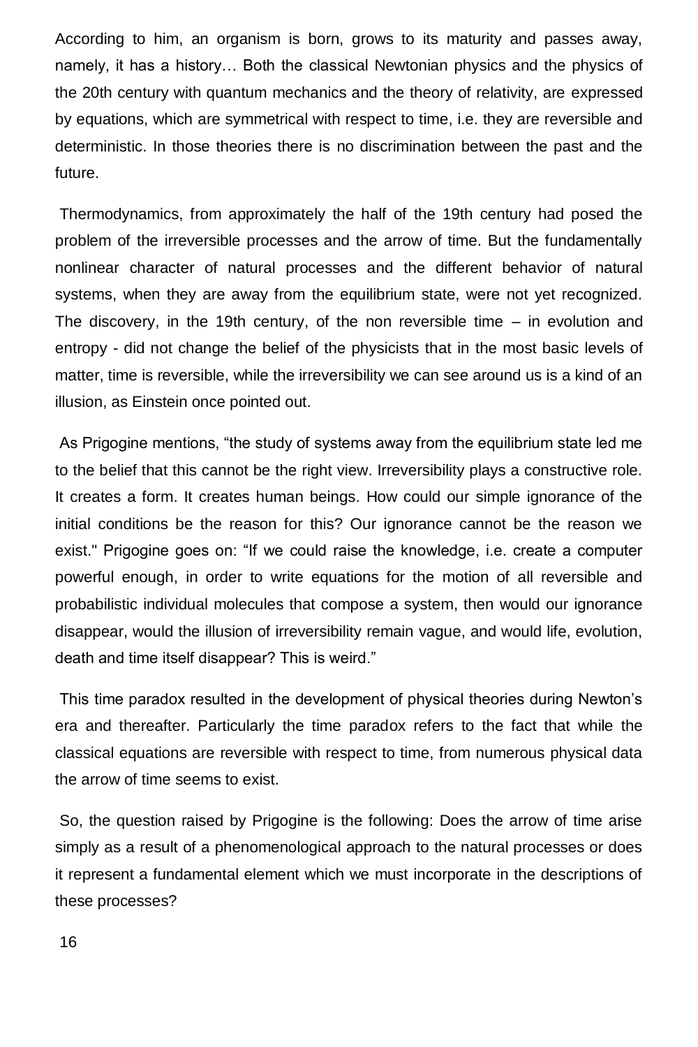According to him, an organism is born, grows to its maturity and passes away, namely, it has a history… Both the classical Newtonian physics and the physics of the 20th century with quantum mechanics and the theory of relativity, are expressed by equations, which are symmetrical with respect to time, i.e. they are reversible and deterministic. In those theories there is no discrimination between the past and the future.

Thermodynamics, from approximately the half of the 19th century had posed the problem of the irreversible processes and the arrow of time. But the fundamentally nonlinear character of natural processes and the different behavior of natural systems, when they are away from the equilibrium state, were not yet recognized. The discovery, in the 19th century, of the non reversible time – in evolution and entropy - did not change the belief of the physicists that in the most basic levels of matter, time is reversible, while the irreversibility we can see around us is a kind of an illusion, as Einstein once pointed out.

As Prigogine mentions, "the study of systems away from the equilibrium state led me to the belief that this cannot be the right view. Irreversibility plays a constructive role. It creates a form. It creates human beings. How could our simple ignorance of the initial conditions be the reason for this? Our ignorance cannot be the reason we exist." Prigogine goes on: "If we could raise the knowledge, i.e. create a computer powerful enough, in order to write equations for the motion of all reversible and probabilistic individual molecules that compose a system, then would our ignorance disappear, would the illusion of irreversibility remain vague, and would life, evolution, death and time itself disappear? This is weird."

This time paradox resulted in the development of physical theories during Newton's era and thereafter. Particularly the time paradox refers to the fact that while the classical equations are reversible with respect to time, from numerous physical data the arrow of time seems to exist.

So, the question raised by Prigogine is the following: Does the arrow of time arise simply as a result of a phenomenological approach to the natural processes or does it represent a fundamental element which we must incorporate in the descriptions of these processes?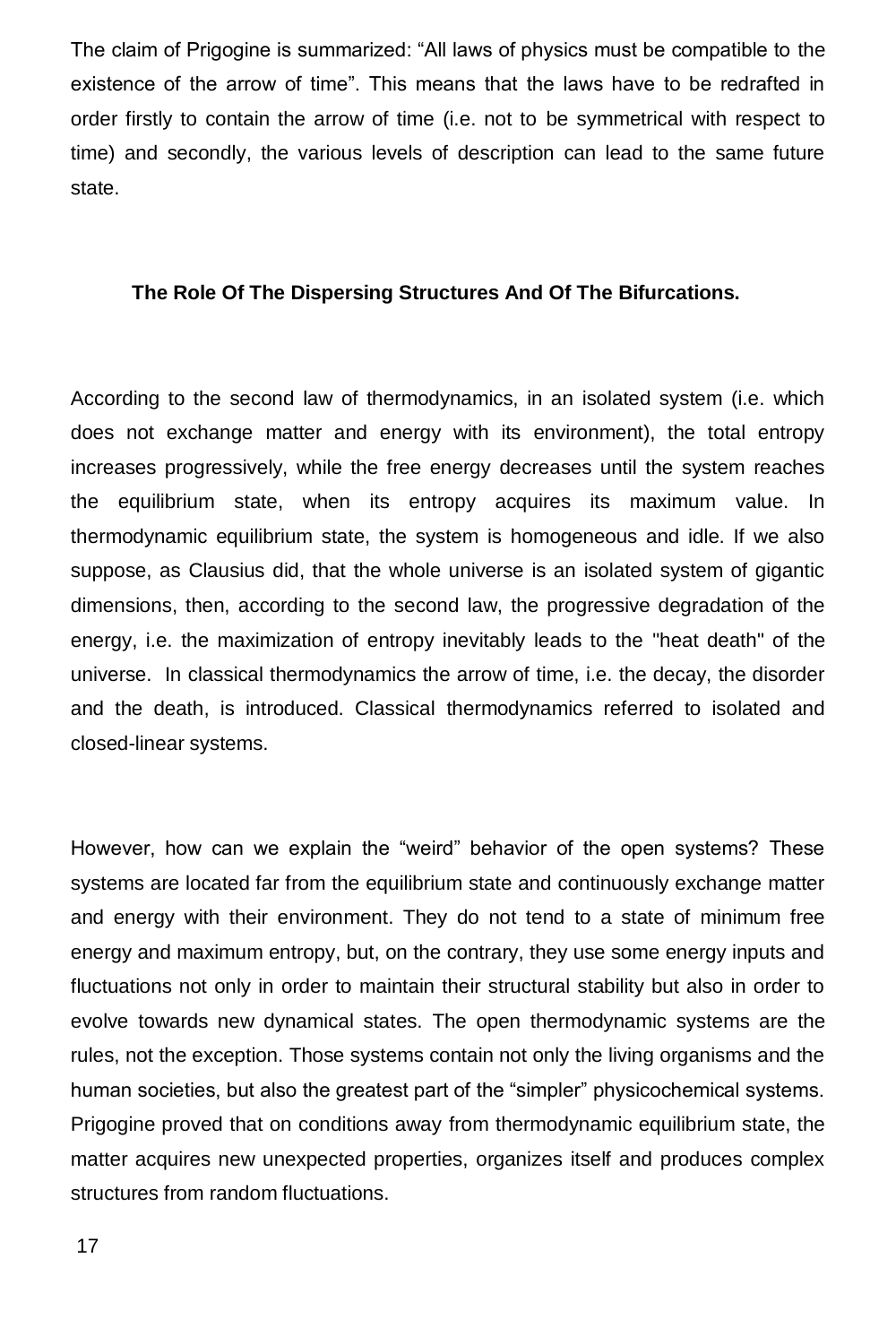The claim of Prigogine is summarized: “All laws of physics must be compatible to the existence of the arrow of time”. This means that the laws have to be redrafted in order firstly to contain the arrow of time (i.e. not to be symmetrical with respect to time) and secondly, the various levels of description can lead to the same future state.

### The Role Of The Dispersing Structures And Of The Bifurcations.

According to the second law of thermodynamics, in an isolated system (i.e. which does not exchange matter and energy with its environment), the total entropy increases progressively, while the free energy decreases until the system reaches the equilibrium state, when its entropy acquires its maximum value. In thermodynamic equilibrium state, the system is homogeneous and idle. If we also suppose, as Clausius did, that the whole universe is an isolated system of gigantic dimensions, then, according to the second law, the progressive degradation of the energy, i.e. the maximization of entropy inevitably leads to the "heat death" of the universe. In classical thermodynamics the arrow of time, i.e. the decay, the disorder and the death, is introduced. Classical thermodynamics referred to isolated and closed-linear systems.

However, how can we explain the “weird” behavior of the open systems? These systems are located far from the equilibrium state and continuously exchange matter and energy with their environment. They do not tend to a state of minimum free energy and maximum entropy, but, on the contrary, they use some energy inputs and fluctuations not only in order to maintain their structural stability but also in order to evolve towards new dynamical states. The open thermodynamic systems are the rules, not the exception. Those systems contain not only the living organisms and the human societies, but also the greatest part of the “simpler” physicochemical systems. Prigogine proved that on conditions away from thermodynamic equilibrium state, the matter acquires new unexpected properties, organizes itself and produces complex structures from random fluctuations.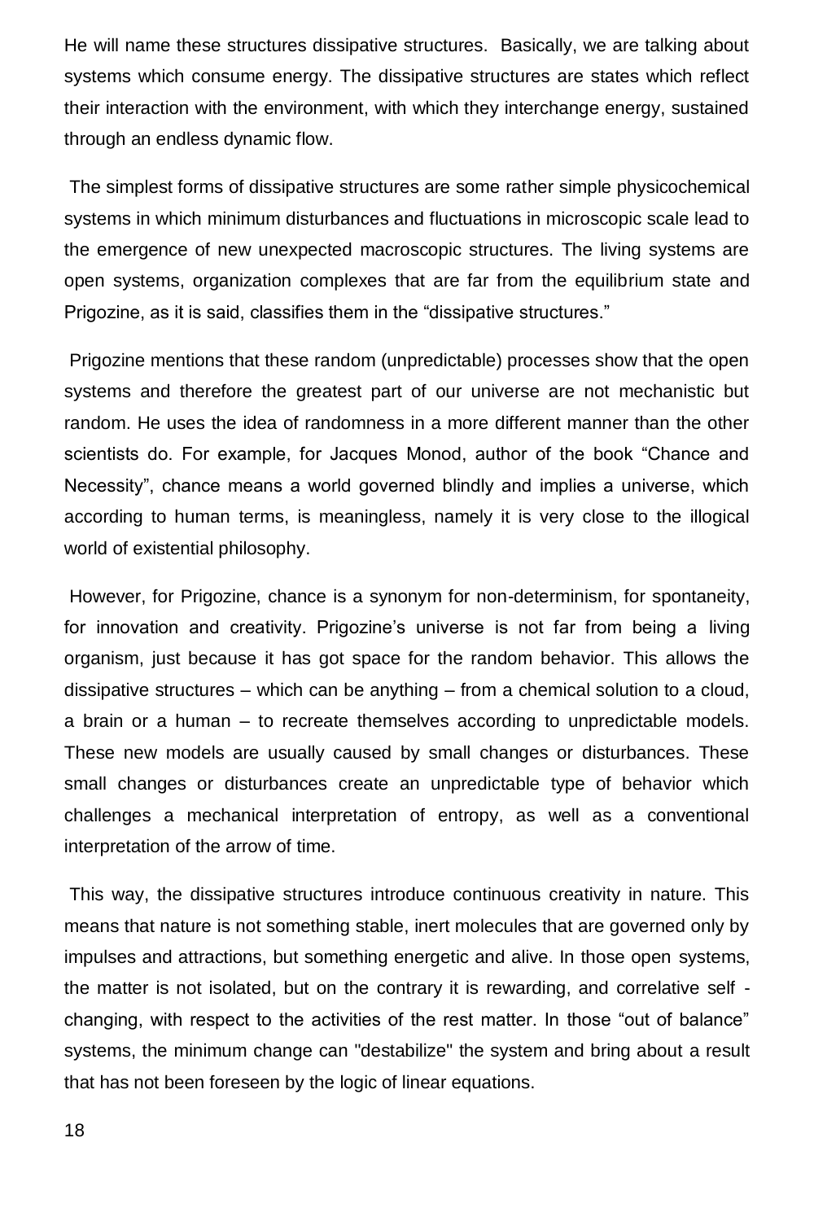He will name these structures dissipative structures. Basically, we are talking about systems which consume energy. The dissipative structures are states which reflect their interaction with the environment, with which they interchange energy, sustained through an endless dynamic flow.

The simplest forms of dissipative structures are some rather simple physicochemical systems in which minimum disturbances and fluctuations in microscopic scale lead to the emergence of new unexpected macroscopic structures. The living systems are open systems, organization complexes that are far from the equilibrium state and Prigozine, as it is said, classifies them in the "dissipative structures."

Prigozine mentions that these random (unpredictable) processes show that the open systems and therefore the greatest part of our universe are not mechanistic but random. He uses the idea of randomness in a more different manner than the other scientists do. For example, for Jacques Monod, author of the book "Chance and Necessity", chance means a world governed blindly and implies a universe, which according to human terms, is meaningless, namely it is very close to the illogical world of existential philosophy.

However, for Prigozine, chance is a synonym for non-determinism, for spontaneity, for innovation and creativity. Prigozine's universe is not far from being a living organism, just because it has got space for the random behavior. This allows the dissipative structures – which can be anything – from a chemical solution to a cloud, a brain or a human – to recreate themselves according to unpredictable models. These new models are usually caused by small changes or disturbances. These small changes or disturbances create an unpredictable type of behavior which challenges a mechanical interpretation of entropy, as well as a conventional interpretation of the arrow of time.

This way, the dissipative structures introduce continuous creativity in nature. This means that nature is not something stable, inert molecules that are governed only by impulses and attractions, but something energetic and alive. In those open systems, the matter is not isolated, but on the contrary it is rewarding, and correlative self - changing, with respect to the activities of the rest matter. In those "out of balance" systems, the minimum change can "destabilize" the system and bring about a result that has not been foreseen by the logic of linear equations.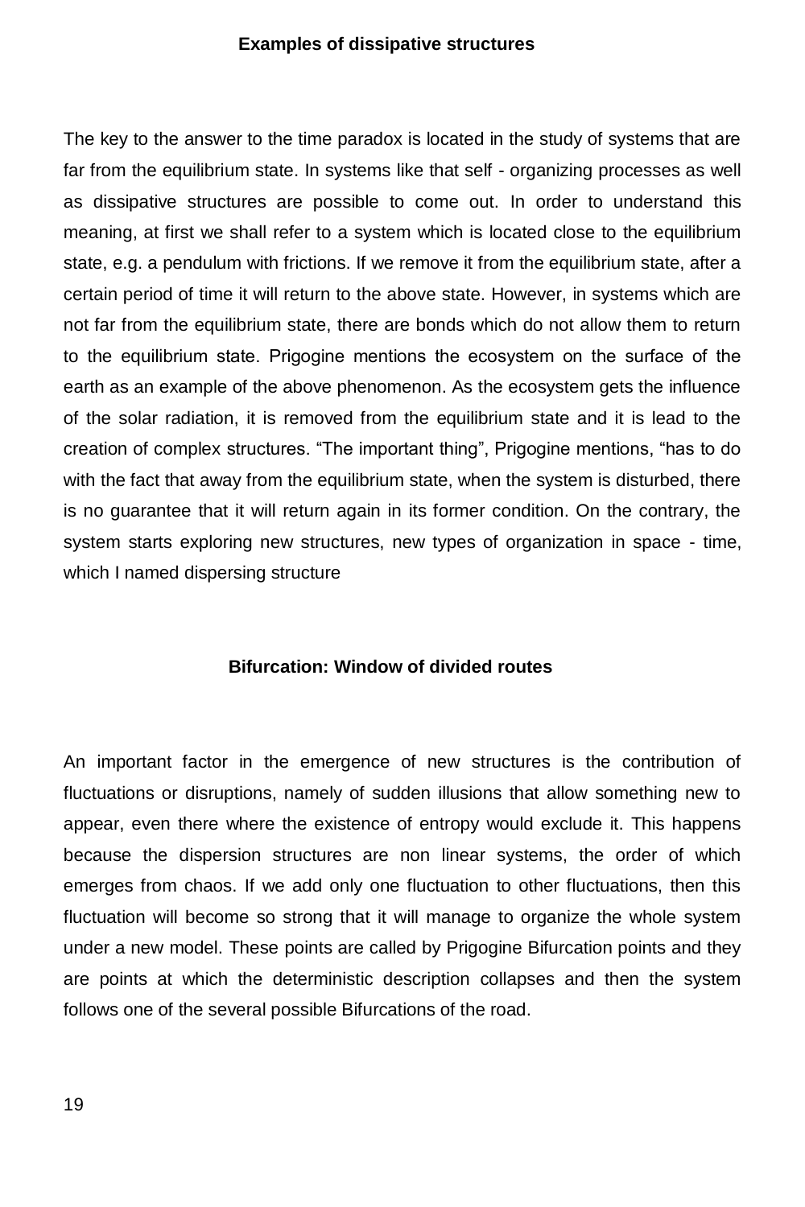## Examples of dissipative structures

The key to the answer to the time paradox is located in the study of systems that are far from the equilibrium state. In systems like that self - organizing processes as well as dissipative structures are possible to come out. In order to understand this meaning, at first we shall refer to a system which is located close to the equilibrium state, e.g. a pendulum with frictions. If we remove it from the equilibrium state, after a certain period of time it will return to the above state. However, in systems which are not far from the equilibrium state, there are bonds which do not allow them to return to the equilibrium state. Prigogine mentions the ecosystem on the surface of the earth as an example of the above phenomenon. As the ecosystem gets the influence of the solar radiation, it is removed from the equilibrium state and it is lead to the creation of complex structures. “The important thing”, Prigogine mentions, “has to do with the fact that away from the equilibrium state, when the system is disturbed, there is no guarantee that it will return again in its former condition. On the contrary, the system starts exploring new structures, new types of organization in space - time, which I named dispersing structure

## Bifurcation: Window of divided routes

An important factor in the emergence of new structures is the contribution of fluctuations or disruptions, namely of sudden illusions that allow something new to appear, even there where the existence of entropy would exclude it. This happens because the dispersion structures are non linear systems, the order of which emerges from chaos. If we add only one fluctuation to other fluctuations, then this fluctuation will become so strong that it will manage to organize the whole system under a new model. These points are called by Prigogine Bifurcation points and they are points at which the deterministic description collapses and then the system follows one of the several possible Bifurcations of the road.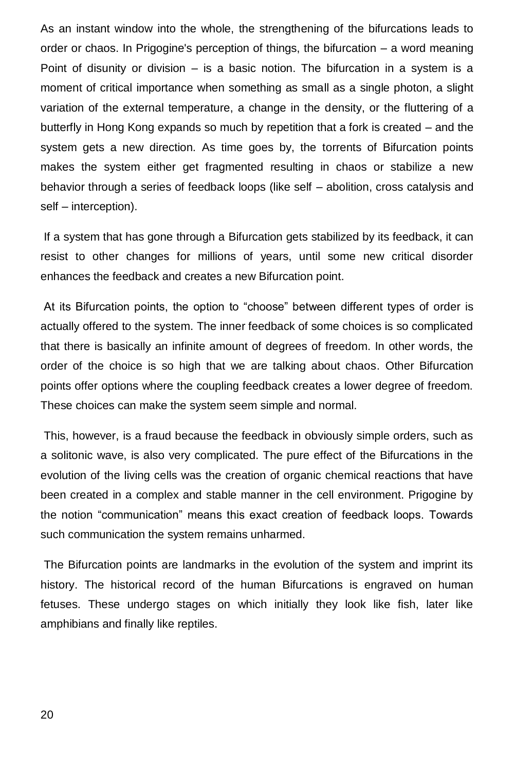As an instant window into the whole, the strengthening of the bifurcations leads to order or chaos. In Prigogine's perception of things, the bifurcation – a word meaning Point of disunity or division – is a basic notion. The bifurcation in a system is a moment of critical importance when something as small as a single photon, a slight variation of the external temperature, a change in the density, or the fluttering of a butterfly in Hong Kong expands so much by repetition that a fork is created – and the system gets a new direction. As time goes by, the torrents of Bifurcation points makes the system either get fragmented resulting in chaos or stabilize a new behavior through a series of feedback loops (like self – abolition, cross catalysis and self – interception).

If a system that has gone through a Bifurcation gets stabilized by its feedback, it can resist to other changes for millions of years, until some new critical disorder enhances the feedback and creates a new Bifurcation point.

At its Bifurcation points, the option to "choose" between different types of order is actually offered to the system. The inner feedback of some choices is so complicated that there is basically an infinite amount of degrees of freedom. In other words, the order of the choice is so high that we are talking about chaos. Other Bifurcation points offer options where the coupling feedback creates a lower degree of freedom. These choices can make the system seem simple and normal.

This, however, is a fraud because the feedback in obviously simple orders, such as a solitonic wave, is also very complicated. The pure effect of the Bifurcations in the evolution of the living cells was the creation of organic chemical reactions that have been created in a complex and stable manner in the cell environment. Prigogine by the notion "communication" means this exact creation of feedback loops. Towards such communication the system remains unharmed.

The Bifurcation points are landmarks in the evolution of the system and imprint its history. The historical record of the human Bifurcations is engraved on human fetuses. These undergo stages on which initially they look like fish, later like amphibians and finally like reptiles.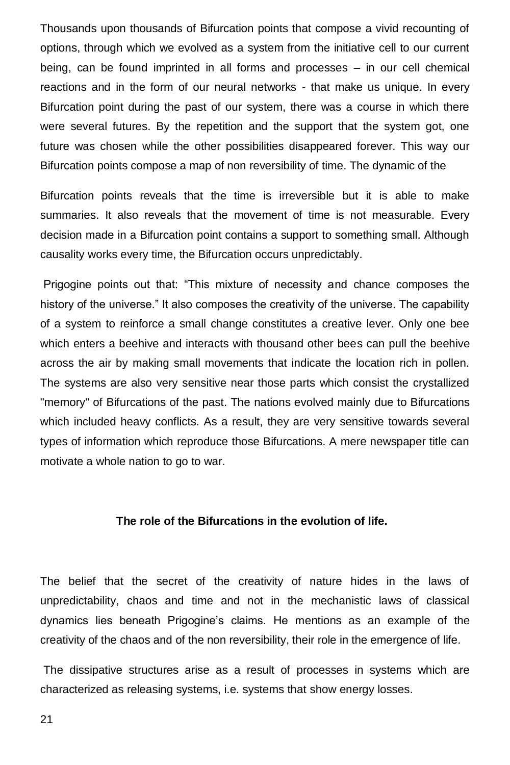Thousands upon thousands of Bifurcation points that compose a vivid recounting of options, through which we evolved as a system from the initiative cell to our current being, can be found imprinted in all forms and processes – in our cell chemical reactions and in the form of our neural networks - that make us unique. In every Bifurcation point during the past of our system, there was a course in which there were several futures. By the repetition and the support that the system got, one future was chosen while the other possibilities disappeared forever. This way our Bifurcation points compose a map of non reversibility of time. The dynamic of the

Bifurcation points reveals that the time is irreversible but it is able to make summaries. It also reveals that the movement of time is not measurable. Every decision made in a Bifurcation point contains a support to something small. Although causality works every time, the Bifurcation occurs unpredictably.

Prigogine points out that: "This mixture of necessity and chance composes the history of the universe." It also composes the creativity of the universe. The capability of a system to reinforce a small change constitutes a creative lever. Only one bee which enters a beehive and interacts with thousand other bees can pull the beehive across the air by making small movements that indicate the location rich in pollen. The systems are also very sensitive near those parts which consist the crystallized "memory" of Bifurcations of the past. The nations evolved mainly due to Bifurcations which included heavy conflicts. As a result, they are very sensitive towards several types of information which reproduce those Bifurcations. A mere newspaper title can motivate a whole nation to go to war.

## The role of the Bifurcations in the evolution of life.

The belief that the secret of the creativity of nature hides in the laws of unpredictability, chaos and time and not in the mechanistic laws of classical dynamics lies beneath Prigogine's claims. He mentions as an example of the creativity of the chaos and of the non reversibility, their role in the emergence of life.

The dissipative structures arise as a result of processes in systems which are characterized as releasing systems, i.e. systems that show energy losses.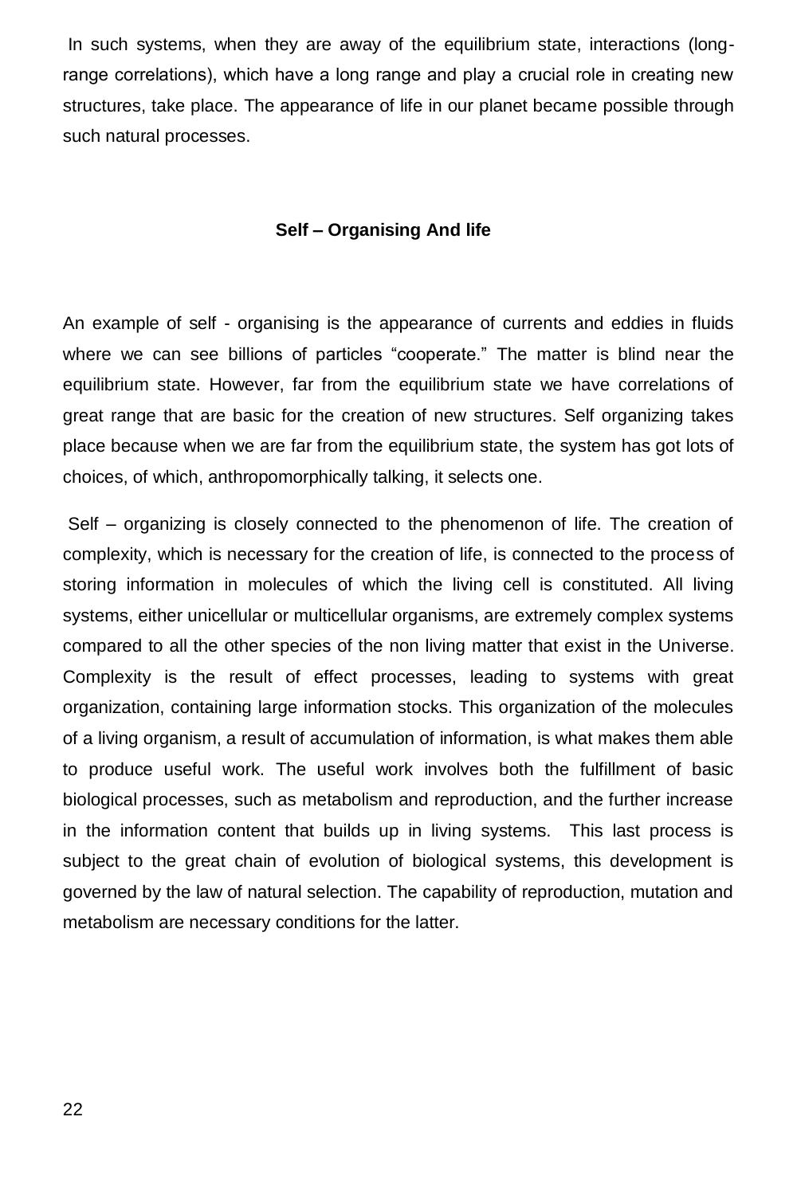In such systems, when they are away of the equilibrium state, interactions (long-range correlations), which have a long range and play a crucial role in creating new structures, take place. The appearance of life in our planet became possible through such natural processes.

### Self – Organising And life

An example of self - organising is the appearance of currents and eddies in fluids where we can see billions of particles "cooperate." The matter is blind near the equilibrium state. However, far from the equilibrium state we have correlations of great range that are basic for the creation of new structures. Self organizing takes place because when we are far from the equilibrium state, the system has got lots of choices, of which, anthropomorphically talking, it selects one.

Self – organizing is closely connected to the phenomenon of life. The creation of complexity, which is necessary for the creation of life, is connected to the process of storing information in molecules of which the living cell is constituted. All living systems, either unicellular or multicellular organisms, are extremely complex systems compared to all the other species of the non living matter that exist in the Universe. Complexity is the result of effect processes, leading to systems with great organization, containing large information stocks. This organization of the molecules of a living organism, a result of accumulation of information, is what makes them able to produce useful work. The useful work involves both the fulfillment of basic biological processes, such as metabolism and reproduction, and the further increase in the information content that builds up in living systems. This last process is subject to the great chain of evolution of biological systems, this development is governed by the law of natural selection. The capability of reproduction, mutation and metabolism are necessary conditions for the latter.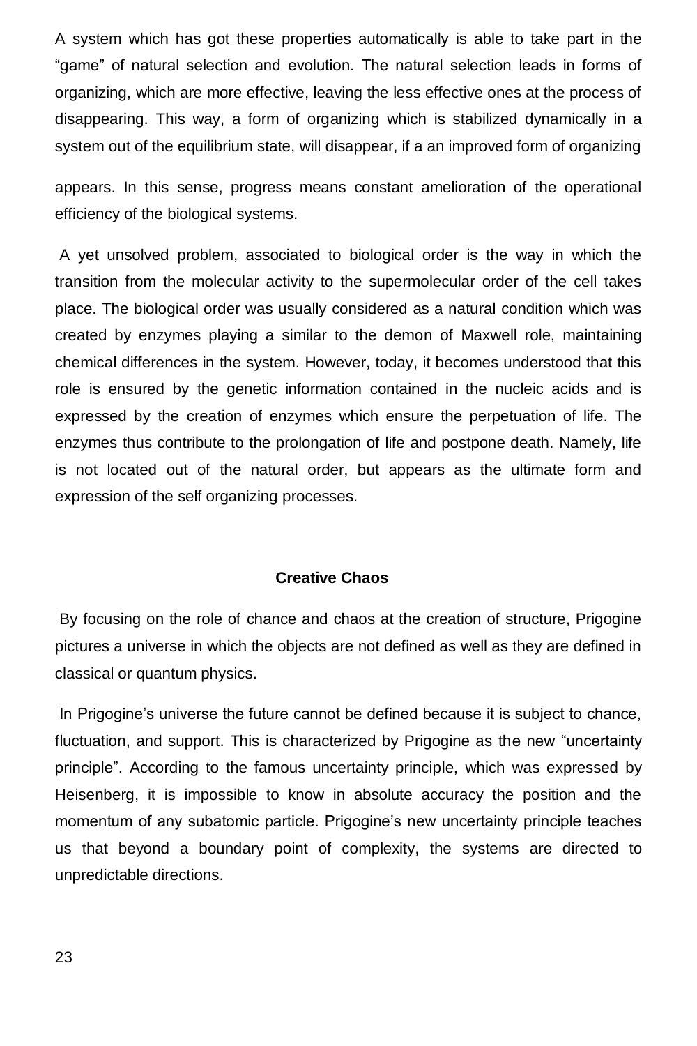A system which has got these properties automatically is able to take part in the "game" of natural selection and evolution. The natural selection leads in forms of organizing, which are more effective, leaving the less effective ones at the process of disappearing. This way, a form of organizing which is stabilized dynamically in a system out of the equilibrium state, will disappear, if a an improved form of organizing appears. In this sense, progress means constant amelioration of the operational efficiency of the biological systems.

A yet unsolved problem, associated to biological order is the way in which the transition from the molecular activity to the supermolecular order of the cell takes place. The biological order was usually considered as a natural condition which was created by enzymes playing a similar to the demon of Maxwell role, maintaining chemical differences in the system. However, today, it becomes understood that this role is ensured by the genetic information contained in the nucleic acids and is expressed by the creation of enzymes which ensure the perpetuation of life. The enzymes thus contribute to the prolongation of life and postpone death. Namely, life is not located out of the natural order, but appears as the ultimate form and expression of the self organizing processes.

## Creative Chaos

By focusing on the role of chance and chaos at the creation of structure, Prigogine pictures a universe in which the objects are not defined as well as they are defined in classical or quantum physics.

In Prigogine's universe the future cannot be defined because it is subject to chance, fluctuation, and support. This is characterized by Prigogine as the new "uncertainty principle". According to the famous uncertainty principle, which was expressed by Heisenberg, it is impossible to know in absolute accuracy the position and the momentum of any subatomic particle. Prigogine's new uncertainty principle teaches us that beyond a boundary point of complexity, the systems are directed to unpredictable directions.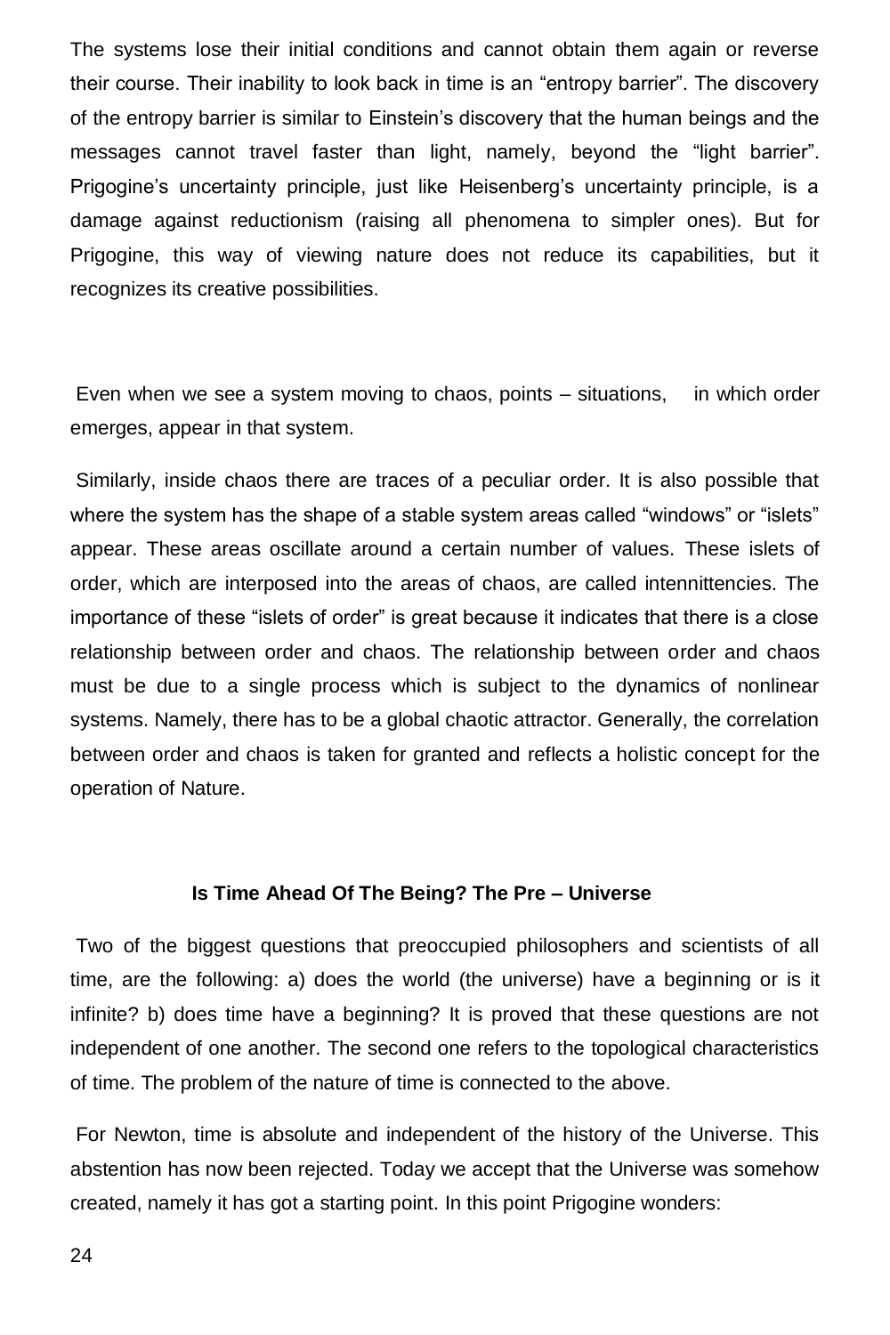The systems lose their initial conditions and cannot obtain them again or reverse their course. Their inability to look back in time is an "entropy barrier". The discovery of the entropy barrier is similar to Einstein's discovery that the human beings and the messages cannot travel faster than light, namely, beyond the "light barrier". Prigogine's uncertainty principle, just like Heisenberg's uncertainty principle, is a damage against reductionism (raising all phenomena to simpler ones). But for Prigogine, this way of viewing nature does not reduce its capabilities, but it recognizes its creative possibilities.

Even when we see a system moving to chaos, points – situations, in which order emerges, appear in that system.

Similarly, inside chaos there are traces of a peculiar order. It is also possible that where the system has the shape of a stable system areas called "windows" or "islets" appear. These areas oscillate around a certain number of values. These islets of order, which are interposed into the areas of chaos, are called intennittencies. The importance of these "islets of order" is great because it indicates that there is a close relationship between order and chaos. The relationship between order and chaos must be due to a single process which is subject to the dynamics of nonlinear systems. Namely, there has to be a global chaotic attractor. Generally, the correlation between order and chaos is taken for granted and reflects a holistic concept for the operation of Nature.

### Is Time Ahead Of The Being? The Pre – Universe

Two of the biggest questions that preoccupied philosophers and scientists of all time, are the following: a) does the world (the universe) have a beginning or is it infinite? b) does time have a beginning? It is proved that these questions are not independent of one another. The second one refers to the topological characteristics of time. The problem of the nature of time is connected to the above.

For Newton, time is absolute and independent of the history of the Universe. This abstention has now been rejected. Today we accept that the Universe was somehow created, namely it has got a starting point. In this point Prigogine wonders: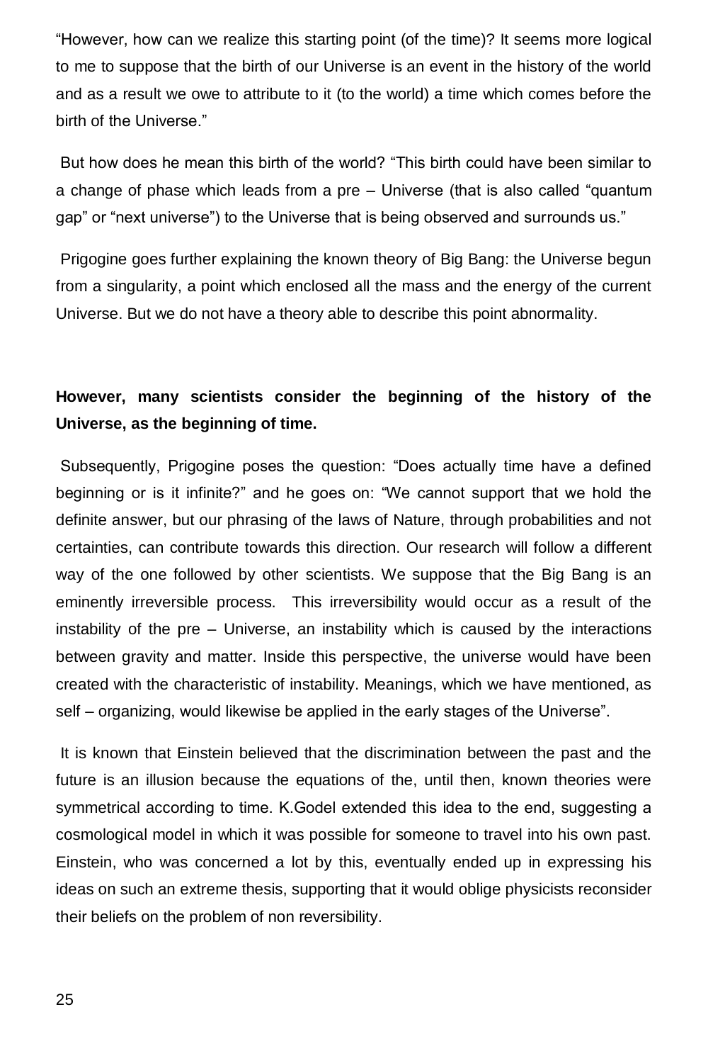"However, how can we realize this starting point (of the time)? It seems more logical to me to suppose that the birth of our Universe is an event in the history of the world and as a result we owe to attribute to it (to the world) a time which comes before the birth of the Universe."

But how does he mean this birth of the world? "This birth could have been similar to a change of phase which leads from a pre – Universe (that is also called "quantum gap" or "next universe") to the Universe that is being observed and surrounds us."

Prigogine goes further explaining the known theory of Big Bang: the Universe begun from a singularity, a point which enclosed all the mass and the energy of the current Universe. But we do not have a theory able to describe this point abnormality.

**However, many scientists consider the beginning of the history of the Universe, as the beginning of time.**

Subsequently, Prigogine poses the question: "Does actually time have a defined beginning or is it infinite?" and he goes on: "We cannot support that we hold the definite answer, but our phrasing of the laws of Nature, through probabilities and not certainties, can contribute towards this direction. Our research will follow a different way of the one followed by other scientists. We suppose that the Big Bang is an eminently irreversible process. This irreversibility would occur as a result of the instability of the pre – Universe, an instability which is caused by the interactions between gravity and matter. Inside this perspective, the universe would have been created with the characteristic of instability. Meanings, which we have mentioned, as self – organizing, would likewise be applied in the early stages of the Universe".

It is known that Einstein believed that the discrimination between the past and the future is an illusion because the equations of the, until then, known theories were symmetrical according to time. K.Godel extended this idea to the end, suggesting a cosmological model in which it was possible for someone to travel into his own past. Einstein, who was concerned a lot by this, eventually ended up in expressing his ideas on such an extreme thesis, supporting that it would oblige physicists reconsider their beliefs on the problem of non reversibility.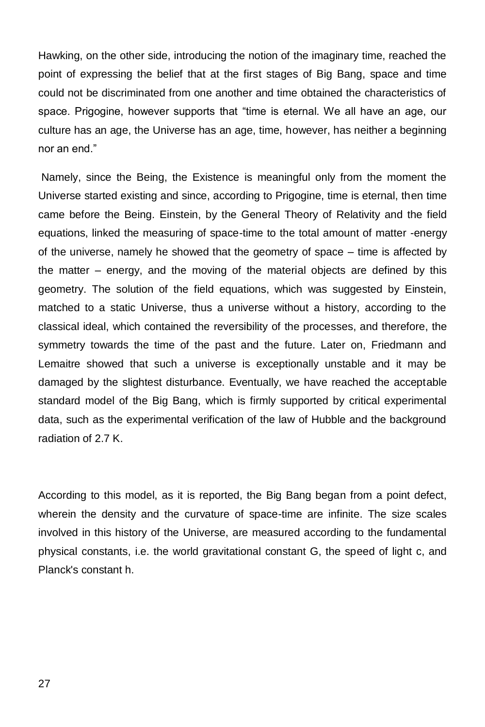Hawking, on the other side, introducing the notion of the imaginary time, reached the point of expressing the belief that at the first stages of Big Bang, space and time could not be discriminated from one another and time obtained the characteristics of space. Prigogine, however supports that "time is eternal. We all have an age, our culture has an age, the Universe has an age, time, however, has neither a beginning nor an end."

Namely, since the Being, the Existence is meaningful only from the moment the Universe started existing and since, according to Prigogine, time is eternal, then time came before the Being. Einstein, by the General Theory of Relativity and the field equations, linked the measuring of space-time to the total amount of matter -energy of the universe, namely he showed that the geometry of space – time is affected by the matter – energy, and the moving of the material objects are defined by this geometry. The solution of the field equations, which was suggested by Einstein, matched to a static Universe, thus a universe without a history, according to the classical ideal, which contained the reversibility of the processes, and therefore, the symmetry towards the time of the past and the future. Later on, Friedmann and Lemaitre showed that such a universe is exceptionally unstable and it may be damaged by the slightest disturbance. Eventually, we have reached the acceptable standard model of the Big Bang, which is firmly supported by critical experimental data, such as the experimental verification of the law of Hubble and the background radiation of 2.7 K.

According to this model, as it is reported, the Big Bang began from a point defect, wherein the density and the curvature of space-time are infinite. The size scales involved in this history of the Universe, are measured according to the fundamental physical constants, i.e. the world gravitational constant G, the speed of light c, and Planck's constant h.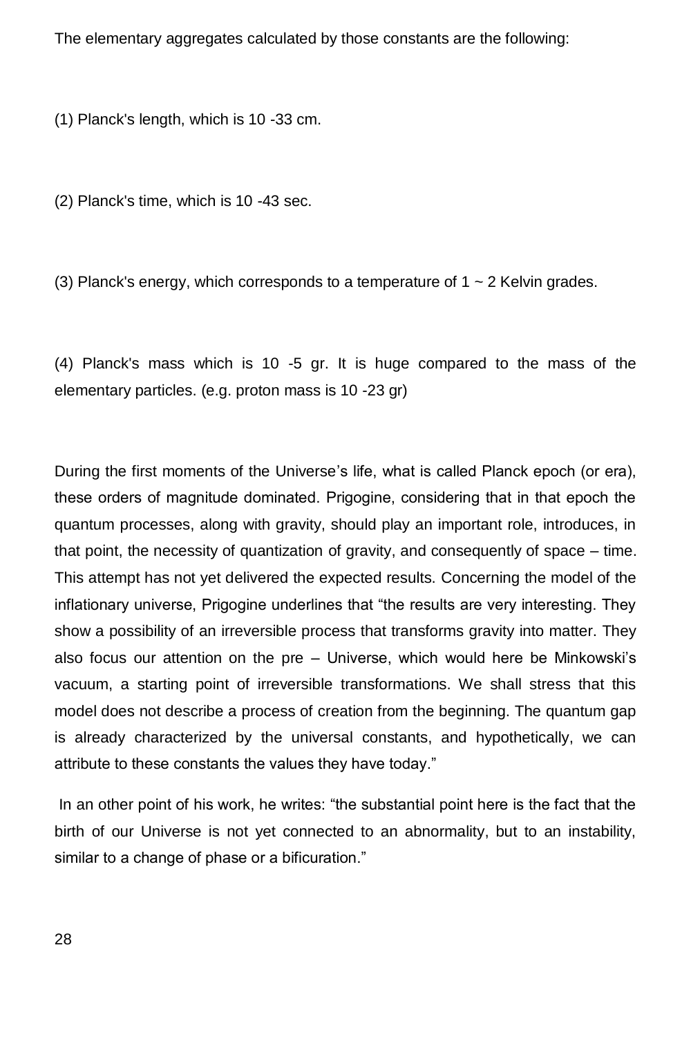The elementary aggregates calculated by those constants are the following:

(1) Planck's length, which is $10^{-33}$ cm.

(2) Planck's time, which is $10^{-43}$ sec.

(3) Planck's energy, which corresponds to a temperature of 1 ~ 2 Kelvin grades.

(4) Planck's mass which is $10^{-5}$ gr. It is huge compared to the mass of the elementary particles. (e.g. proton mass is $10^{-23}$ gr)

During the first moments of the Universe's life, what is called Planck epoch (or era), these orders of magnitude dominated. Prigogine, considering that in that epoch the quantum processes, along with gravity, should play an important role, introduces, in that point, the necessity of quantization of gravity, and consequently of space – time. This attempt has not yet delivered the expected results. Concerning the model of the inflationary universe, Prigogine underlines that "the results are very interesting. They show a possibility of an irreversible process that transforms gravity into matter. They also focus our attention on the pre – Universe, which would here be Minkowski's vacuum, a starting point of irreversible transformations. We shall stress that this model does not describe a process of creation from the beginning. The quantum gap is already characterized by the universal constants, and hypothetically, we can attribute to these constants the values they have today."

In an other point of his work, he writes: "the substantial point here is the fact that the birth of our Universe is not yet connected to an abnormality, but to an instability, similar to a change of phase or a bificuration."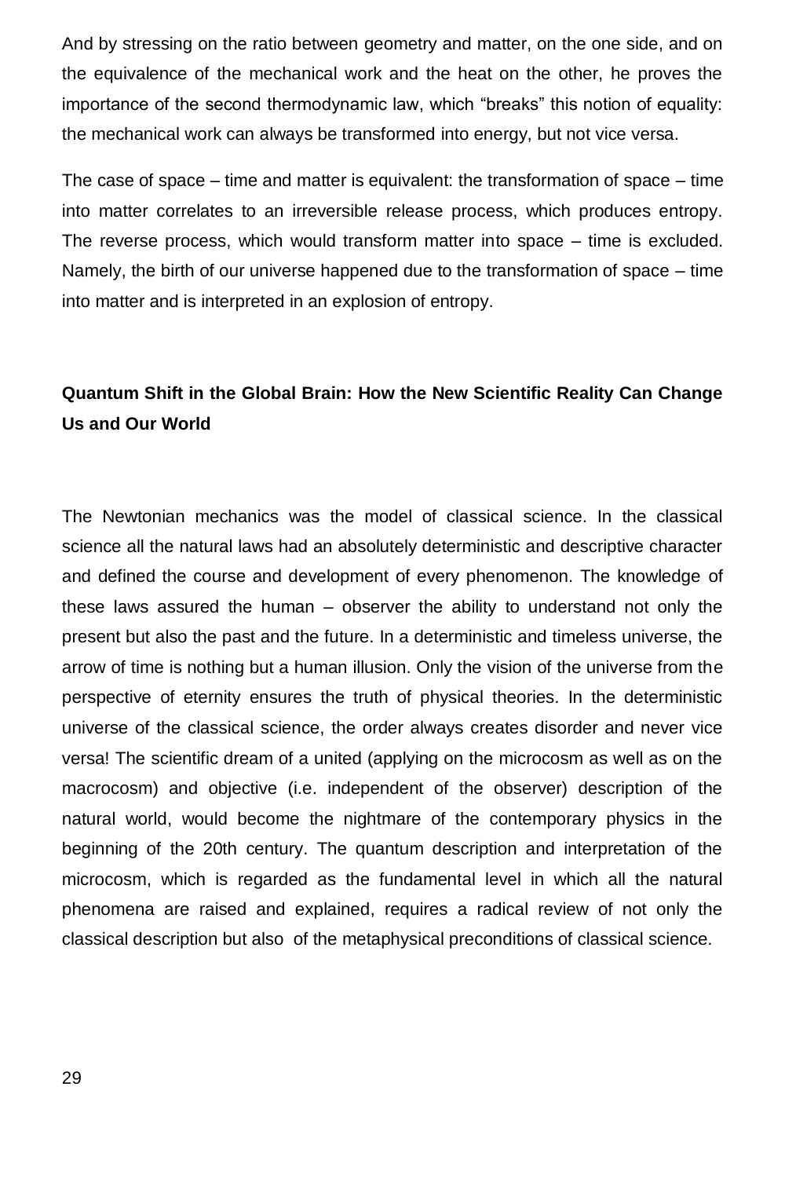And by stressing on the ratio between geometry and matter, on the one side, and on the equivalence of the mechanical work and the heat on the other, he proves the importance of the second thermodynamic law, which “breaks” this notion of equality: the mechanical work can always be transformed into energy, but not vice versa.

The case of space – time and matter is equivalent: the transformation of space – time into matter correlates to an irreversible release process, which produces entropy. The reverse process, which would transform matter into space – time is excluded. Namely, the birth of our universe happened due to the transformation of space – time into matter and is interpreted in an explosion of entropy.

## Quantum Shift in the Global Brain: How the New Scientific Reality Can Change Us and Our World

The Newtonian mechanics was the model of classical science. In the classical science all the natural laws had an absolutely deterministic and descriptive character and defined the course and development of every phenomenon. The knowledge of these laws assured the human – observer the ability to understand not only the present but also the past and the future. In a deterministic and timeless universe, the arrow of time is nothing but a human illusion. Only the vision of the universe from the perspective of eternity ensures the truth of physical theories. In the deterministic universe of the classical science, the order always creates disorder and never vice versa! The scientific dream of a united (applying on the microcosm as well as on the macrocosm) and objective (i.e. independent of the observer) description of the natural world, would become the nightmare of the contemporary physics in the beginning of the 20th century. The quantum description and interpretation of the microcosm, which is regarded as the fundamental level in which all the natural phenomena are raised and explained, requires a radical review of not only the classical description but also of the metaphysical preconditions of classical science.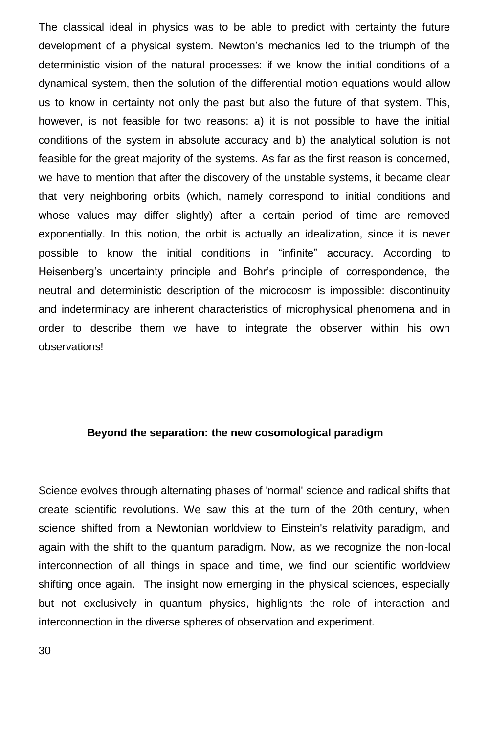The classical ideal in physics was to be able to predict with certainty the future development of a physical system. Newton's mechanics led to the triumph of the deterministic vision of the natural processes: if we know the initial conditions of a dynamical system, then the solution of the differential motion equations would allow us to know in certainty not only the past but also the future of that system. This, however, is not feasible for two reasons: a) it is not possible to have the initial conditions of the system in absolute accuracy and b) the analytical solution is not feasible for the great majority of the systems. As far as the first reason is concerned, we have to mention that after the discovery of the unstable systems, it became clear that very neighboring orbits (which, namely correspond to initial conditions and whose values may differ slightly) after a certain period of time are removed exponentially. In this notion, the orbit is actually an idealization, since it is never possible to know the initial conditions in "infinite" accuracy. According to Heisenberg's uncertainty principle and Bohr's principle of correspondence, the neutral and deterministic description of the microcosm is impossible: discontinuity and indeterminacy are inherent characteristics of microphysical phenomena and in order to describe them we have to integrate the observer within his own observations!

**Beyond the separation: the new cosomological paradigm**

Science evolves through alternating phases of 'normal' science and radical shifts that create scientific revolutions. We saw this at the turn of the 20th century, when science shifted from a Newtonian worldview to Einstein's relativity paradigm, and again with the shift to the quantum paradigm. Now, as we recognize the non-local interconnection of all things in space and time, we find our scientific worldview shifting once again. The insight now emerging in the physical sciences, especially but not exclusively in quantum physics, highlights the role of interaction and interconnection in the diverse spheres of observation and experiment.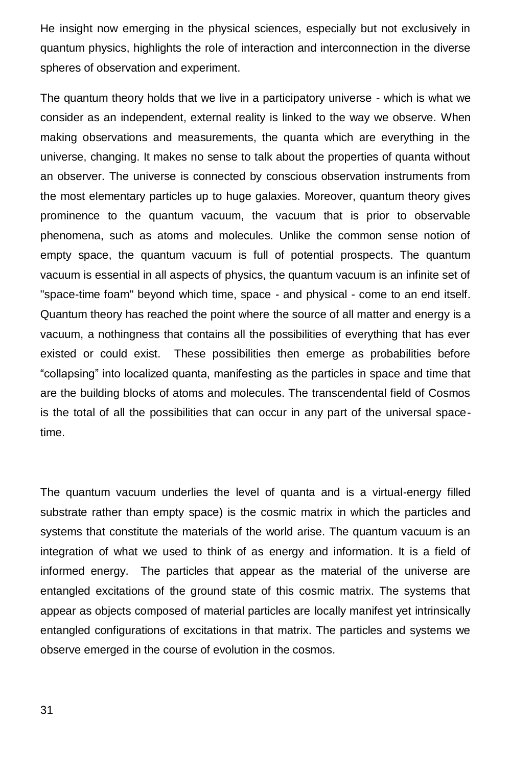He insight now emerging in the physical sciences, especially but not exclusively in quantum physics, highlights the role of interaction and interconnection in the diverse spheres of observation and experiment.

The quantum theory holds that we live in a participatory universe - which is what we consider as an independent, external reality is linked to the way we observe. When making observations and measurements, the quanta which are everything in the universe, changing. It makes no sense to talk about the properties of quanta without an observer. The universe is connected by conscious observation instruments from the most elementary particles up to huge galaxies. Moreover, quantum theory gives prominence to the quantum vacuum, the vacuum that is prior to observable phenomena, such as atoms and molecules. Unlike the common sense notion of empty space, the quantum vacuum is full of potential prospects. The quantum vacuum is essential in all aspects of physics, the quantum vacuum is an infinite set of "space-time foam" beyond which time, space - and physical - come to an end itself. Quantum theory has reached the point where the source of all matter and energy is a vacuum, a nothingness that contains all the possibilities of everything that has ever existed or could exist. These possibilities then emerge as probabilities before "collapsing" into localized quanta, manifesting as the particles in space and time that are the building blocks of atoms and molecules. The transcendental field of Cosmos is the total of all the possibilities that can occur in any part of the universal space-time.

The quantum vacuum underlies the level of quanta and is a virtual-energy filled substrate rather than empty space) is the cosmic matrix in which the particles and systems that constitute the materials of the world arise. The quantum vacuum is an integration of what we used to think of as energy and information. It is a field of informed energy. The particles that appear as the material of the universe are entangled excitations of the ground state of this cosmic matrix. The systems that appear as objects composed of material particles are locally manifest yet intrinsically entangled configurations of excitations in that matrix. The particles and systems we observe emerged in the course of evolution in the cosmos.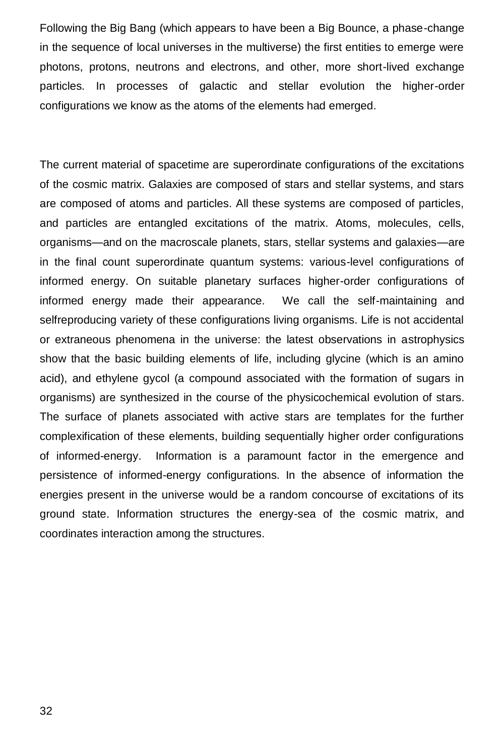Following the Big Bang (which appears to have been a Big Bounce, a phase-change in the sequence of local universes in the multiverse) the first entities to emerge were photons, protons, neutrons and electrons, and other, more short-lived exchange particles. In processes of galactic and stellar evolution the higher-order configurations we know as the atoms of the elements had emerged.

The current material of spacetime are superordinate configurations of the excitations of the cosmic matrix. Galaxies are composed of stars and stellar systems, and stars are composed of atoms and particles. All these systems are composed of particles, and particles are entangled excitations of the matrix. Atoms, molecules, cells, organisms—and on the macroscale planets, stars, stellar systems and galaxies—are in the final count superordinate quantum systems: various-level configurations of informed energy. On suitable planetary surfaces higher-order configurations of informed energy made their appearance. We call the self-maintaining and selfreproducing variety of these configurations living organisms. Life is not accidental or extraneous phenomena in the universe: the latest observations in astrophysics show that the basic building elements of life, including glycine (which is an amino acid), and ethylene gycol (a compound associated with the formation of sugars in organisms) are synthesized in the course of the physicochemical evolution of stars. The surface of planets associated with active stars are templates for the further complexification of these elements, building sequentially higher order configurations of informed-energy. Information is a paramount factor in the emergence and persistence of informed-energy configurations. In the absence of information the energies present in the universe would be a random concourse of excitations of its ground state. Information structures the energy-sea of the cosmic matrix, and coordinates interaction among the structures.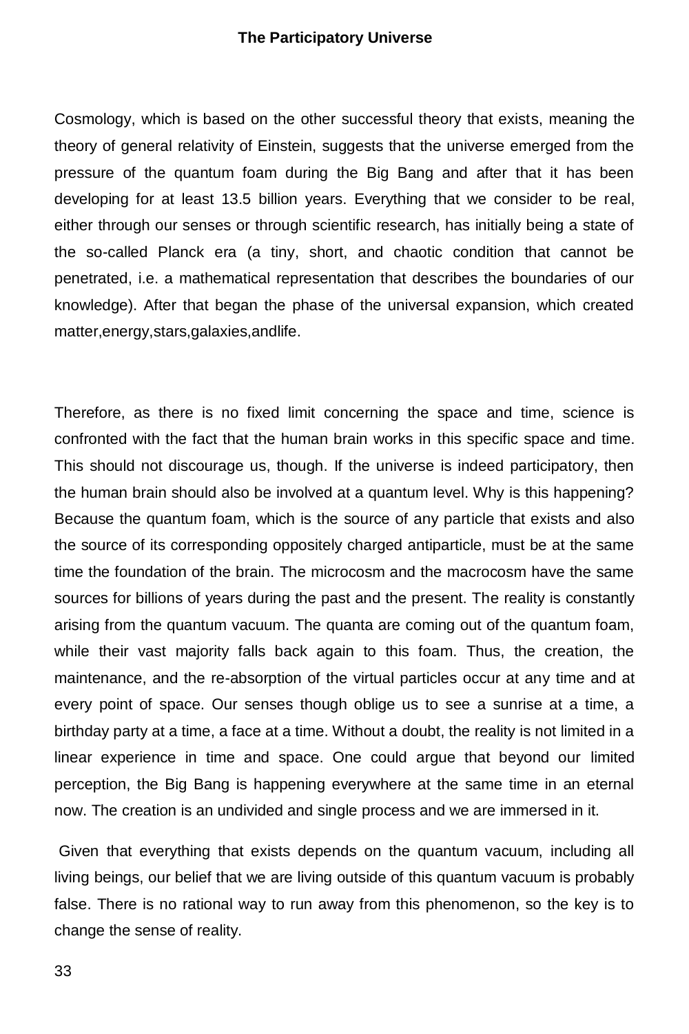Cosmology, which is based on the other successful theory that exists, meaning the theory of general relativity of Einstein, suggests that the universe emerged from the pressure of the quantum foam during the Big Bang and after that it has been developing for at least 13.5 billion years. Everything that we consider to be real, either through our senses or through scientific research, has initially being a state of the so-called Planck era (a tiny, short, and chaotic condition that cannot be penetrated, i.e. a mathematical representation that describes the boundaries of our knowledge). After that began the phase of the universal expansion, which created matter,energy,stars,galaxies,andlife.

Therefore, as there is no fixed limit concerning the space and time, science is confronted with the fact that the human brain works in this specific space and time. This should not discourage us, though. If the universe is indeed participatory, then the human brain should also be involved at a quantum level. Why is this happening? Because the quantum foam, which is the source of any particle that exists and also the source of its corresponding oppositely charged antiparticle, must be at the same time the foundation of the brain. The microcosm and the macrocosm have the same sources for billions of years during the past and the present. The reality is constantly arising from the quantum vacuum. The quanta are coming out of the quantum foam, while their vast majority falls back again to this foam. Thus, the creation, the maintenance, and the re-absorption of the virtual particles occur at any time and at every point of space. Our senses though oblige us to see a sunrise at a time, a birthday party at a time, a face at a time. Without a doubt, the reality is not limited in a linear experience in time and space. One could argue that beyond our limited perception, the Big Bang is happening everywhere at the same time in an eternal now. The creation is an undivided and single process and we are immersed in it.

Given that everything that exists depends on the quantum vacuum, including all living beings, our belief that we are living outside of this quantum vacuum is probably false. There is no rational way to run away from this phenomenon, so the key is to change the sense of reality.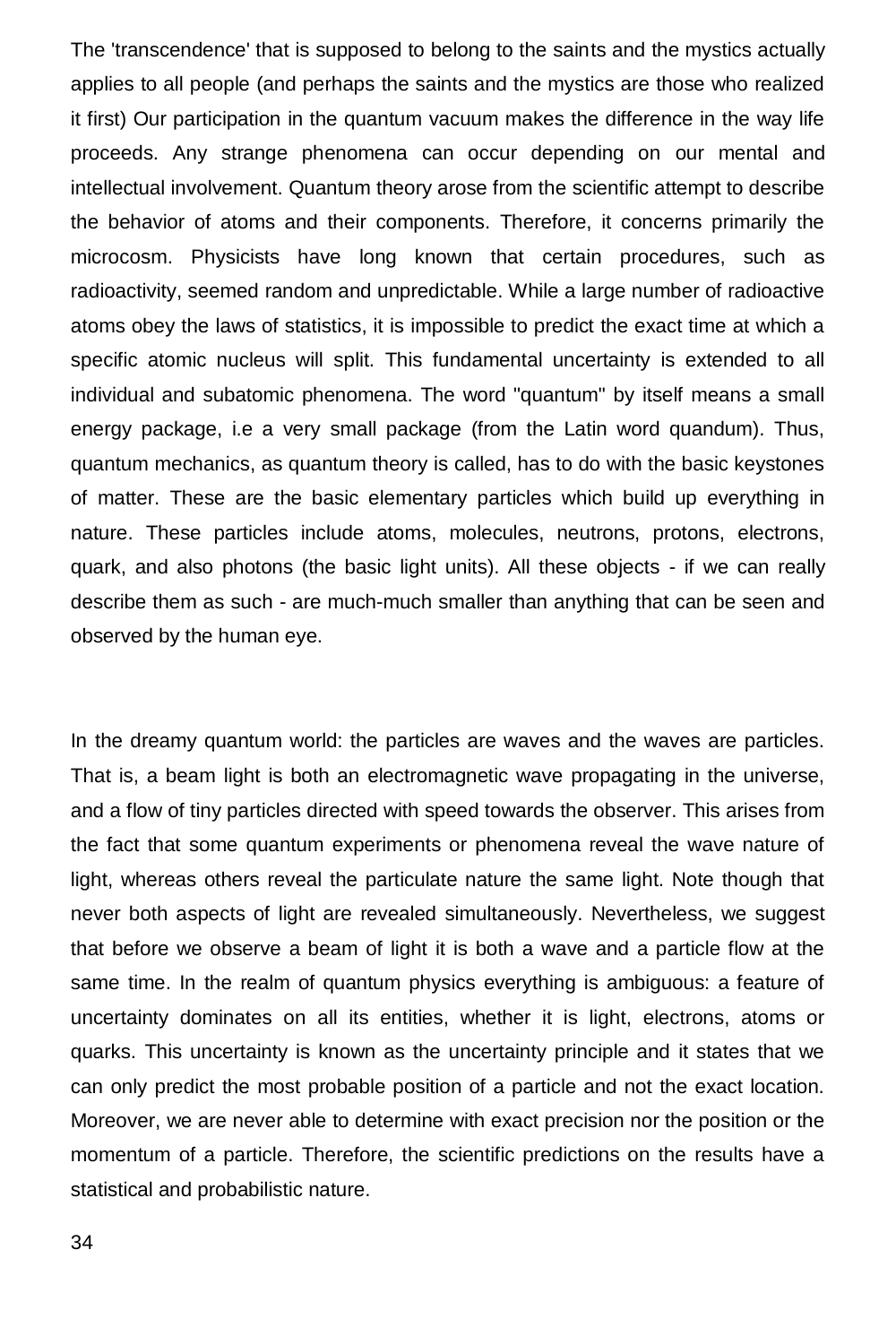The 'transcendence' that is supposed to belong to the saints and the mystics actually applies to all people (and perhaps the saints and the mystics are those who realized it first) Our participation in the quantum vacuum makes the difference in the way life proceeds. Any strange phenomena can occur depending on our mental and intellectual involvement. Quantum theory arose from the scientific attempt to describe the behavior of atoms and their components. Therefore, it concerns primarily the microcosm. Physicists have long known that certain procedures, such as radioactivity, seemed random and unpredictable. While a large number of radioactive atoms obey the laws of statistics, it is impossible to predict the exact time at which a specific atomic nucleus will split. This fundamental uncertainty is extended to all individual and subatomic phenomena. The word "quantum" by itself means a small energy package, i.e a very small package (from the Latin word quandum). Thus, quantum mechanics, as quantum theory is called, has to do with the basic keystones of matter. These are the basic elementary particles which build up everything in nature. These particles include atoms, molecules, neutrons, protons, electrons, quark, and also photons (the basic light units). All these objects - if we can really describe them as such - are much-much smaller than anything that can be seen and observed by the human eye.

In the dreamy quantum world: the particles are waves and the waves are particles. That is, a beam light is both an electromagnetic wave propagating in the universe, and a flow of tiny particles directed with speed towards the observer. This arises from the fact that some quantum experiments or phenomena reveal the wave nature of light, whereas others reveal the particulate nature the same light. Note though that never both aspects of light are revealed simultaneously. Nevertheless, we suggest that before we observe a beam of light it is both a wave and a particle flow at the same time. In the realm of quantum physics everything is ambiguous: a feature of uncertainty dominates on all its entities, whether it is light, electrons, atoms or quarks. This uncertainty is known as the uncertainty principle and it states that we can only predict the most probable position of a particle and not the exact location. Moreover, we are never able to determine with exact precision nor the position or the momentum of a particle. Therefore, the scientific predictions on the results have a statistical and probabilistic nature.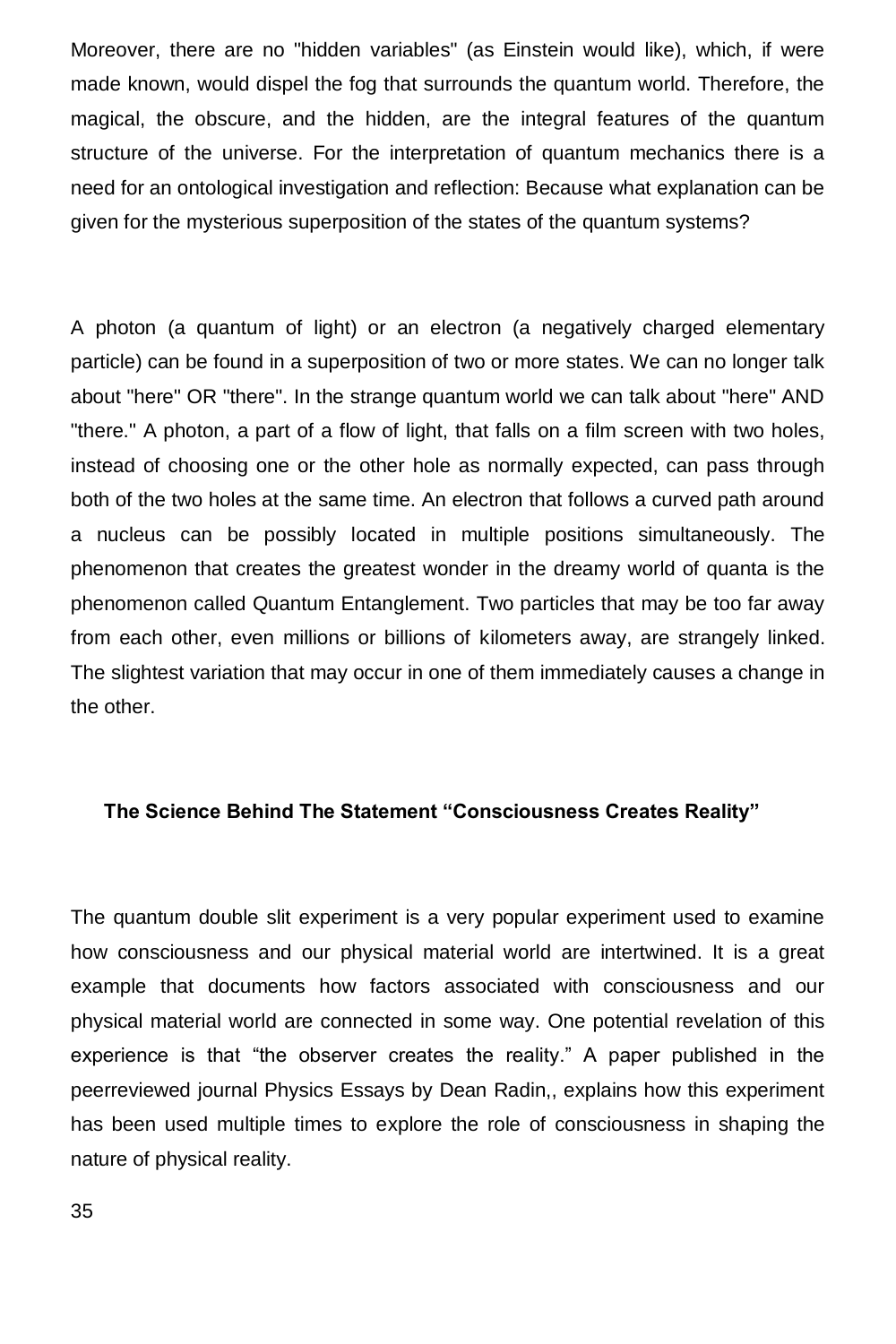Moreover, there are no "hidden variables" (as Einstein would like), which, if were made known, would dispel the fog that surrounds the quantum world. Therefore, the magical, the obscure, and the hidden, are the integral features of the quantum structure of the universe. For the interpretation of quantum mechanics there is a need for an ontological investigation and reflection: Because what explanation can be given for the mysterious superposition of the states of the quantum systems?

A photon (a quantum of light) or an electron (a negatively charged elementary particle) can be found in a superposition of two or more states. We can no longer talk about "here" OR "there". In the strange quantum world we can talk about "here" AND "there." A photon, a part of a flow of light, that falls on a film screen with two holes, instead of choosing one or the other hole as normally expected, can pass through both of the two holes at the same time. An electron that follows a curved path around a nucleus can be possibly located in multiple positions simultaneously. The phenomenon that creates the greatest wonder in the dreamy world of quanta is the phenomenon called Quantum Entanglement. Two particles that may be too far away from each other, even millions or billions of kilometers away, are strangely linked. The slightest variation that may occur in one of them immediately causes a change in the other.

## The Science Behind The Statement "Consciousness Creates Reality"

The quantum double slit experiment is a very popular experiment used to examine how consciousness and our physical material world are intertwined. It is a great example that documents how factors associated with consciousness and our physical material world are connected in some way. One potential revelation of this experience is that "the observer creates the reality." A paper published in the peerreviewed journal Physics Essays by Dean Radin,, explains how this experiment has been used multiple times to explore the role of consciousness in shaping the nature of physical reality.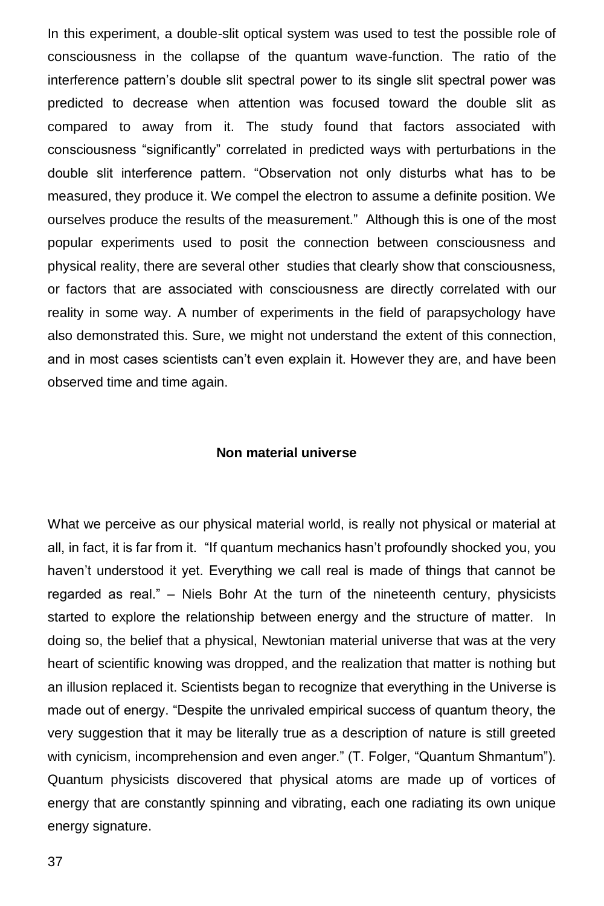In this experiment, a double-slit optical system was used to test the possible role of consciousness in the collapse of the quantum wave-function. The ratio of the interference pattern's double slit spectral power to its single slit spectral power was predicted to decrease when attention was focused toward the double slit as compared to away from it. The study found that factors associated with consciousness "significantly" correlated in predicted ways with perturbations in the double slit interference pattern. "Observation not only disturbs what has to be measured, they produce it. We compel the electron to assume a definite position. We ourselves produce the results of the measurement." Although this is one of the most popular experiments used to posit the connection between consciousness and physical reality, there are several other studies that clearly show that consciousness, or factors that are associated with consciousness are directly correlated with our reality in some way. A number of experiments in the field of parapsychology have also demonstrated this. Sure, we might not understand the extent of this connection, and in most cases scientists can't even explain it. However they are, and have been observed time and time again.

**Non material universe**

What we perceive as our physical material world, is really not physical or material at all, in fact, it is far from it. "If quantum mechanics hasn't profoundly shocked you, you haven't understood it yet. Everything we call real is made of things that cannot be regarded as real." – Niels Bohr At the turn of the nineteenth century, physicists started to explore the relationship between energy and the structure of matter. In doing so, the belief that a physical, Newtonian material universe that was at the very heart of scientific knowing was dropped, and the realization that matter is nothing but an illusion replaced it. Scientists began to recognize that everything in the Universe is made out of energy. "Despite the unrivaled empirical success of quantum theory, the very suggestion that it may be literally true as a description of nature is still greeted with cynicism, incomprehension and even anger." (T. Folger, "Quantum Shmantum"). Quantum physicists discovered that physical atoms are made up of vortices of energy that are constantly spinning and vibrating, each one radiating its own unique energy signature.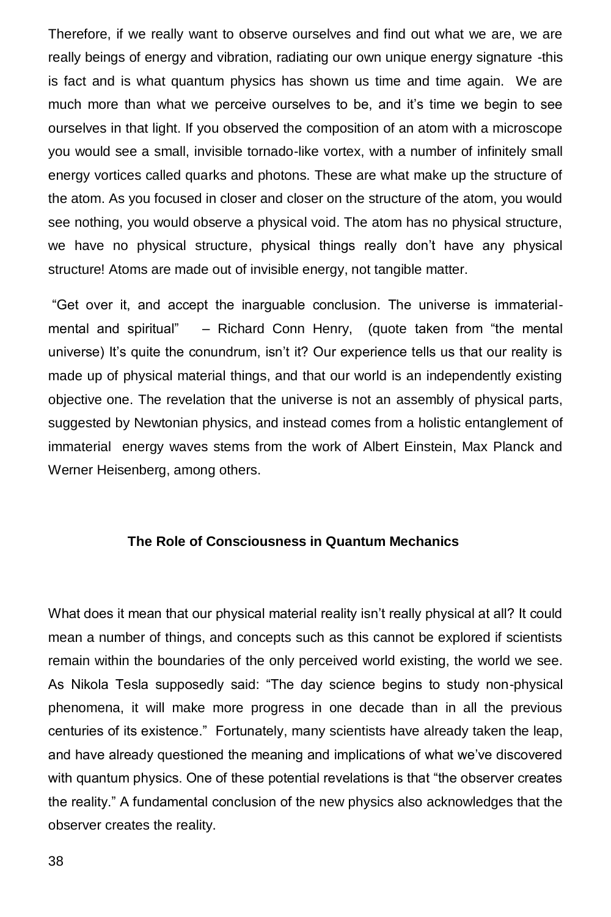Therefore, if we really want to observe ourselves and find out what we are, we are really beings of energy and vibration, radiating our own unique energy signature -this is fact and is what quantum physics has shown us time and time again. We are much more than what we perceive ourselves to be, and it's time we begin to see ourselves in that light. If you observed the composition of an atom with a microscope you would see a small, invisible tornado-like vortex, with a number of infinitely small energy vortices called quarks and photons. These are what make up the structure of the atom. As you focused in closer and closer on the structure of the atom, you would see nothing, you would observe a physical void. The atom has no physical structure, we have no physical structure, physical things really don't have any physical structure! Atoms are made out of invisible energy, not tangible matter.

"Get over it, and accept the inarguable conclusion. The universe is immaterial-mental and spiritual" – Richard Conn Henry, (quote taken from "the mental universe) It's quite the conundrum, isn't it? Our experience tells us that our reality is made up of physical material things, and that our world is an independently existing objective one. The revelation that the universe is not an assembly of physical parts, suggested by Newtonian physics, and instead comes from a holistic entanglement of immaterial energy waves stems from the work of Albert Einstein, Max Planck and Werner Heisenberg, among others.

### The Role of Consciousness in Quantum Mechanics

What does it mean that our physical material reality isn't really physical at all? It could mean a number of things, and concepts such as this cannot be explored if scientists remain within the boundaries of the only perceived world existing, the world we see. As Nikola Tesla supposedly said: "The day science begins to study non-physical phenomena, it will make more progress in one decade than in all the previous centuries of its existence." Fortunately, many scientists have already taken the leap, and have already questioned the meaning and implications of what we've discovered with quantum physics. One of these potential revelations is that "the observer creates the reality." A fundamental conclusion of the new physics also acknowledges that the observer creates the reality.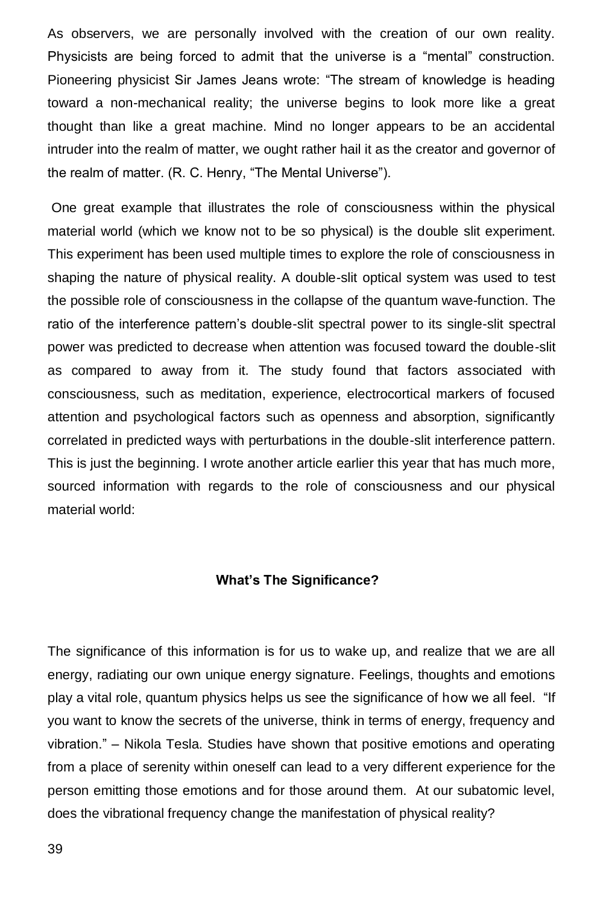As observers, we are personally involved with the creation of our own reality. Physicists are being forced to admit that the universe is a "mental" construction. Pioneering physicist Sir James Jeans wrote: "The stream of knowledge is heading toward a non-mechanical reality; the universe begins to look more like a great thought than like a great machine. Mind no longer appears to be an accidental intruder into the realm of matter, we ought rather hail it as the creator and governor of the realm of matter. (R. C. Henry, "The Mental Universe").

One great example that illustrates the role of consciousness within the physical material world (which we know not to be so physical) is the double slit experiment. This experiment has been used multiple times to explore the role of consciousness in shaping the nature of physical reality. A double-slit optical system was used to test the possible role of consciousness in the collapse of the quantum wave-function. The ratio of the interference pattern's double-slit spectral power to its single-slit spectral power was predicted to decrease when attention was focused toward the double-slit as compared to away from it. The study found that factors associated with consciousness, such as meditation, experience, electrocortical markers of focused attention and psychological factors such as openness and absorption, significantly correlated in predicted ways with perturbations in the double-slit interference pattern. This is just the beginning. I wrote another article earlier this year that has much more, sourced information with regards to the role of consciousness and our physical material world:

## What's The Significance?

The significance of this information is for us to wake up, and realize that we are all energy, radiating our own unique energy signature. Feelings, thoughts and emotions play a vital role, quantum physics helps us see the significance of how we all feel. "If you want to know the secrets of the universe, think in terms of energy, frequency and vibration." – Nikola Tesla. Studies have shown that positive emotions and operating from a place of serenity within oneself can lead to a very different experience for the person emitting those emotions and for those around them. At our subatomic level, does the vibrational frequency change the manifestation of physical reality?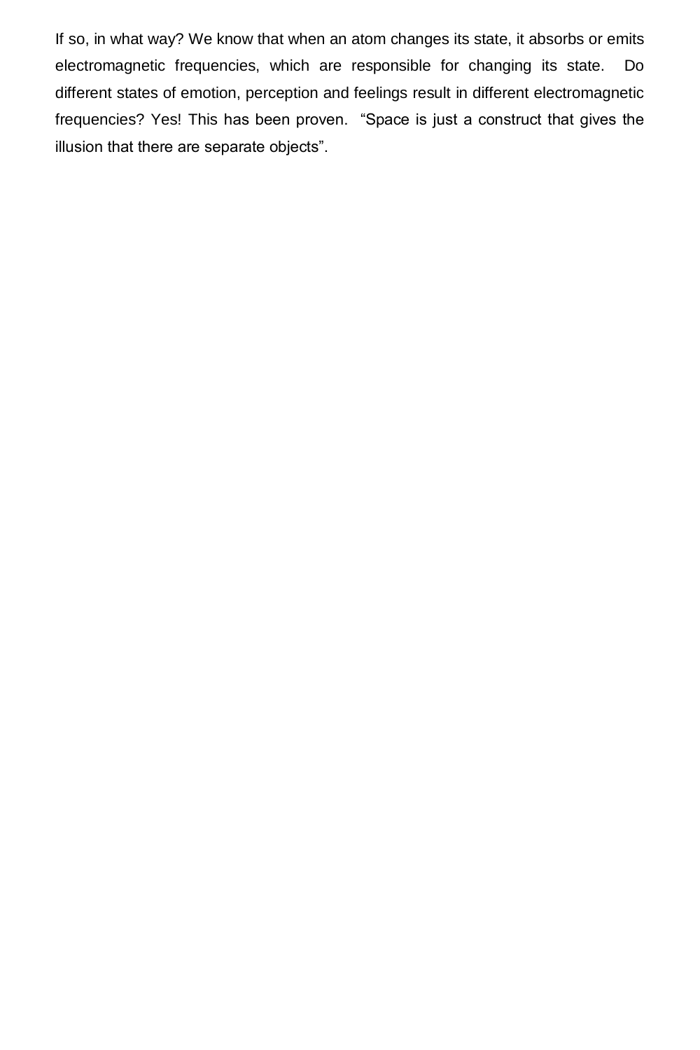If so, in what way? We know that when an atom changes its state, it absorbs or emits electromagnetic frequencies, which are responsible for changing its state. Do different states of emotion, perception and feelings result in different electromagnetic frequencies? Yes! This has been proven. "Space is just a construct that gives the illusion that there are separate objects".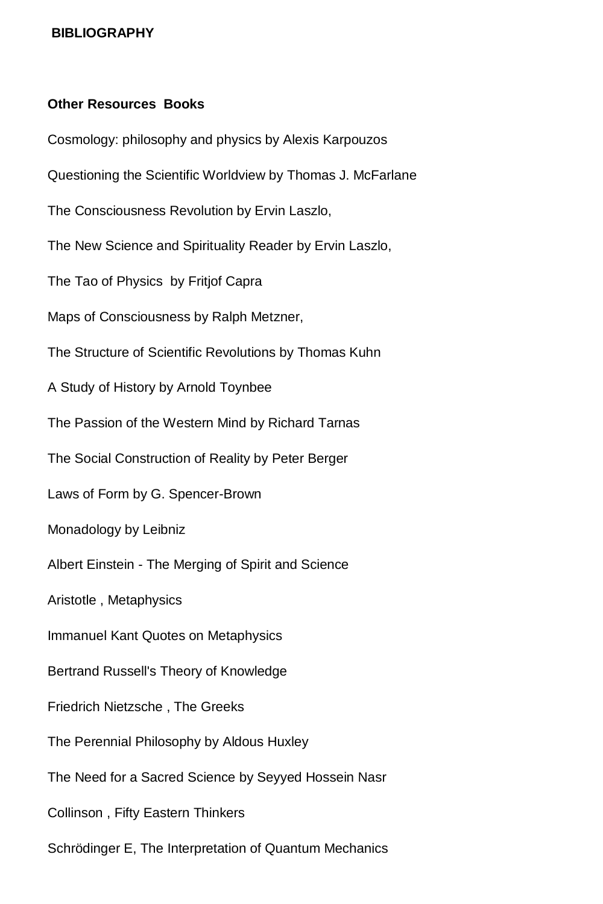## BIBLIOGRAPHY

### Other Resources Books

Cosmology: philosophy and physics by Alexis Karpouzos

Questioning the Scientific Worldview by Thomas J. McFarlane

The Consciousness Revolution by Ervin Laszlo,

The New Science and Spirituality Reader by Ervin Laszlo,

The Tao of Physics by Fritjof Capra

Maps of Consciousness by Ralph Metzner,

The Structure of Scientific Revolutions by Thomas Kuhn

A Study of History by Arnold Toynbee

The Passion of the Western Mind by Richard Tarnas

The Social Construction of Reality by Peter Berger

Laws of Form by G. Spencer-Brown

Monadology by Leibniz

Albert Einstein - The Merging of Spirit and Science

Aristotle , Metaphysics

Immanuel Kant Quotes on Metaphysics

Bertrand Russell's Theory of Knowledge

Friedrich Nietzsche , The Greeks

The Perennial Philosophy by Aldous Huxley

The Need for a Sacred Science by Seyyed Hossein Nasr

Collinson , Fifty Eastern Thinkers

Schrödinger E, The Interpretation of Quantum Mechanics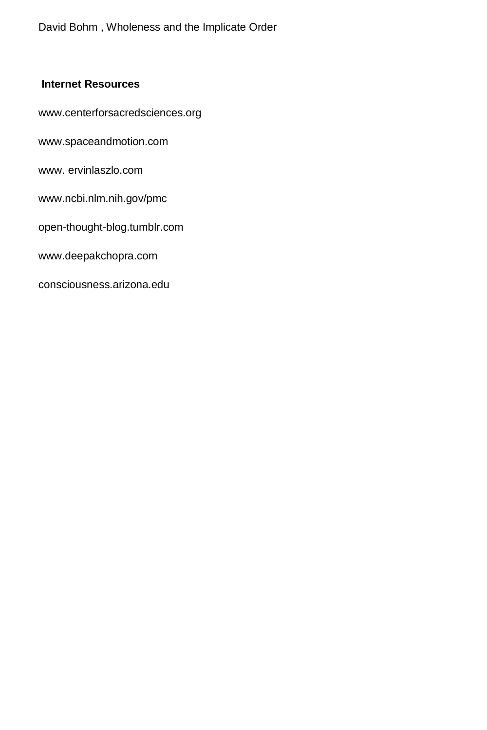David Bohm , Wholeness and the Implicate Order

**Internet Resources**

www.centerforsacredsciences.org

www.spaceandmotion.com

www. ervinlaszlo.com

www.ncbi.nlm.nih.gov/pmc

open-thought-blog.tumblr.com

www.deepakchopra.com

consciousness.arizona.edu